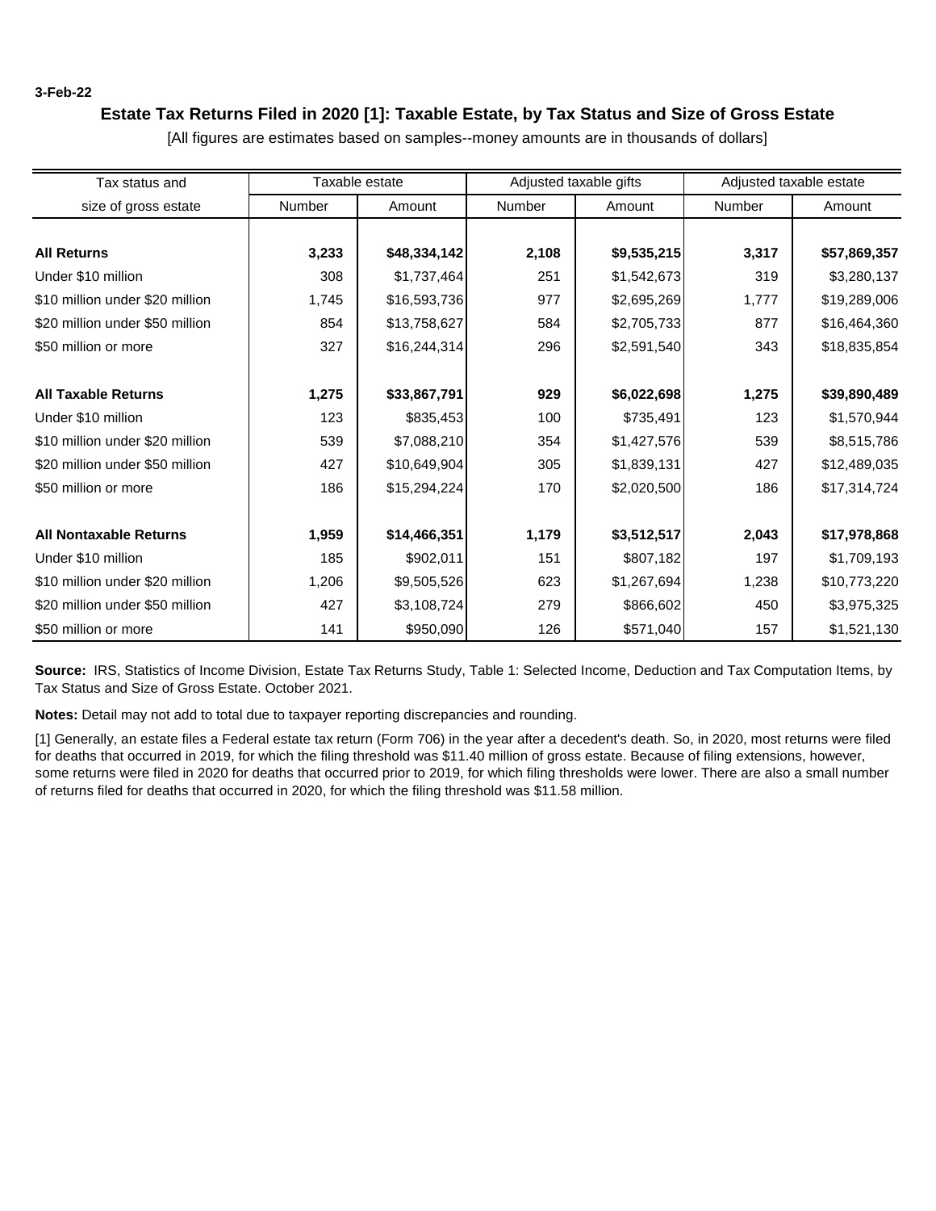3-Feb-22

# Estate Tax Returns Filed in 2020 [1]: Taxable Estate, by Tax Status and Size of Gross Estate

[All figures are estimates based on samples--money amounts are in thousands of dollars]

| Tax status and | Taxable estate | | Adjusted taxable gifts | | Adjusted taxable estate | |
|---|---|---|---|---|---|---|
| size of gross estate | Number | Amount | Number | Amount | Number | Amount |
| **All Returns** | **3,233** | **$48,334,142** | **2,108** | **$9,535,215** | **3,317** | **$57,869,357** |
| Under $10 million | 308 | $1,737,464 | 251 | $1,542,673 | 319 | $3,280,137 |
| $10 million under $20 million | 1,745 | $16,593,736 | 977 | $2,695,269 | 1,777 | $19,289,006 |
| $20 million under $50 million | 854 | $13,758,627 | 584 | $2,705,733 | 877 | $16,464,360 |
| $50 million or more | 327 | $16,244,314 | 296 | $2,591,540 | 343 | $18,835,854 |
| **All Taxable Returns** | **1,275** | **$33,867,791** | **929** | **$6,022,698** | **1,275** | **$39,890,489** |
| Under $10 million | 123 | $835,453 | 100 | $735,491 | 123 | $1,570,944 |
| $10 million under $20 million | 539 | $7,088,210 | 354 | $1,427,576 | 539 | $8,515,786 |
| $20 million under $50 million | 427 | $10,649,904 | 305 | $1,839,131 | 427 | $12,489,035 |
| $50 million or more | 186 | $15,294,224 | 170 | $2,020,500 | 186 | $17,314,724 |
| **All Nontaxable Returns** | **1,959** | **$14,466,351** | **1,179** | **$3,512,517** | **2,043** | **$17,978,868** |
| Under $10 million | 185 | $902,011 | 151 | $807,182 | 197 | $1,709,193 |
| $10 million under $20 million | 1,206 | $9,505,526 | 623 | $1,267,694 | 1,238 | $10,773,220 |
| $20 million under $50 million | 427 | $3,108,724 | 279 | $866,602 | 450 | $3,975,325 |
| $50 million or more | 141 | $950,090 | 126 | $571,040 | 157 | $1,521,130 |

**Source:** IRS, Statistics of Income Division, Estate Tax Returns Study, Table 1: Selected Income, Deduction and Tax Computation Items, by Tax Status and Size of Gross Estate. October 2021.

**Notes:** Detail may not add to total due to taxpayer reporting discrepancies and rounding.

[1] Generally, an estate files a Federal estate tax return (Form 706) in the year after a decedent's death. So, in 2020, most returns were filed for deaths that occurred in 2019, for which the filing threshold was $11.40 million of gross estate. Because of filing extensions, however, some returns were filed in 2020 for deaths that occurred prior to 2019, for which filing thresholds were lower. There are also a small number of returns filed for deaths that occurred in 2020, for which the filing threshold was $11.58 million.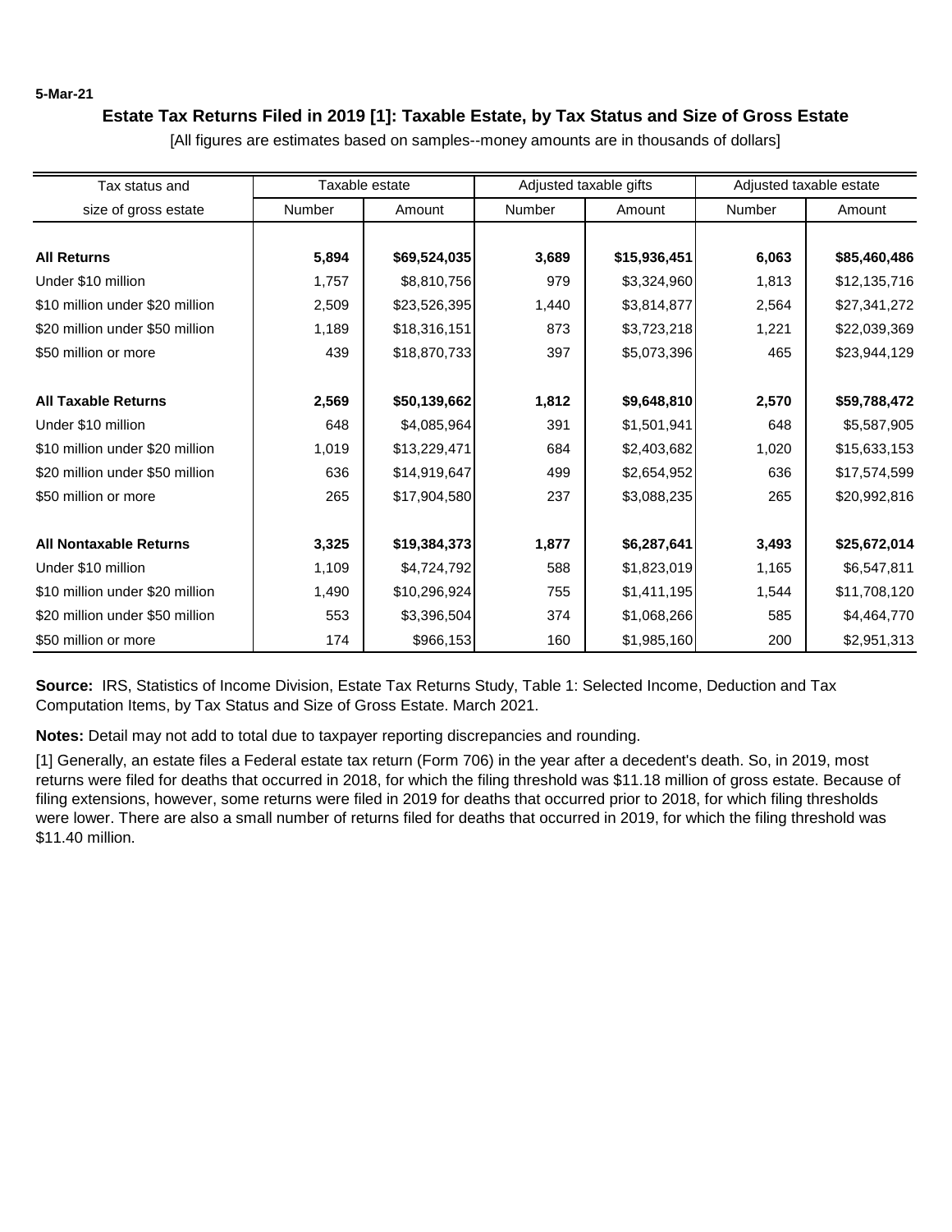5-Mar-21

## Estate Tax Returns Filed in 2019 [1]: Taxable Estate, by Tax Status and Size of Gross Estate

[All figures are estimates based on samples--money amounts are in thousands of dollars]

| Tax status and size of gross estate | Taxable estate | | Adjusted taxable gifts | | Adjusted taxable estate | |
|---|---|---|---|---|---|---|
| | Number | Amount | Number | Amount | Number | Amount |
| **All Returns** | **5,894** | **$69,524,035** | **3,689** | **$15,936,451** | **6,063** | **$85,460,486** |
| Under $10 million | 1,757 | $8,810,756 | 979 | $3,324,960 | 1,813 | $12,135,716 |
| $10 million under $20 million | 2,509 | $23,526,395 | 1,440 | $3,814,877 | 2,564 | $27,341,272 |
| $20 million under $50 million | 1,189 | $18,316,151 | 873 | $3,723,218 | 1,221 | $22,039,369 |
| $50 million or more | 439 | $18,870,733 | 397 | $5,073,396 | 465 | $23,944,129 |
| **All Taxable Returns** | **2,569** | **$50,139,662** | **1,812** | **$9,648,810** | **2,570** | **$59,788,472** |
| Under $10 million | 648 | $4,085,964 | 391 | $1,501,941 | 648 | $5,587,905 |
| $10 million under $20 million | 1,019 | $13,229,471 | 684 | $2,403,682 | 1,020 | $15,633,153 |
| $20 million under $50 million | 636 | $14,919,647 | 499 | $2,654,952 | 636 | $17,574,599 |
| $50 million or more | 265 | $17,904,580 | 237 | $3,088,235 | 265 | $20,992,816 |
| **All Nontaxable Returns** | **3,325** | **$19,384,373** | **1,877** | **$6,287,641** | **3,493** | **$25,672,014** |
| Under $10 million | 1,109 | $4,724,792 | 588 | $1,823,019 | 1,165 | $6,547,811 |
| $10 million under $20 million | 1,490 | $10,296,924 | 755 | $1,411,195 | 1,544 | $11,708,120 |
| $20 million under $50 million | 553 | $3,396,504 | 374 | $1,068,266 | 585 | $4,464,770 |
| $50 million or more | 174 | $966,153 | 160 | $1,985,160 | 200 | $2,951,313 |

**Source:** IRS, Statistics of Income Division, Estate Tax Returns Study, Table 1: Selected Income, Deduction and Tax Computation Items, by Tax Status and Size of Gross Estate. March 2021.

**Notes:** Detail may not add to total due to taxpayer reporting discrepancies and rounding.

[1] Generally, an estate files a Federal estate tax return (Form 706) in the year after a decedent's death. So, in 2019, most returns were filed for deaths that occurred in 2018, for which the filing threshold was $11.18 million of gross estate. Because of filing extensions, however, some returns were filed in 2019 for deaths that occurred prior to 2018, for which filing thresholds were lower. There are also a small number of returns filed for deaths that occurred in 2019, for which the filing threshold was $11.40 million.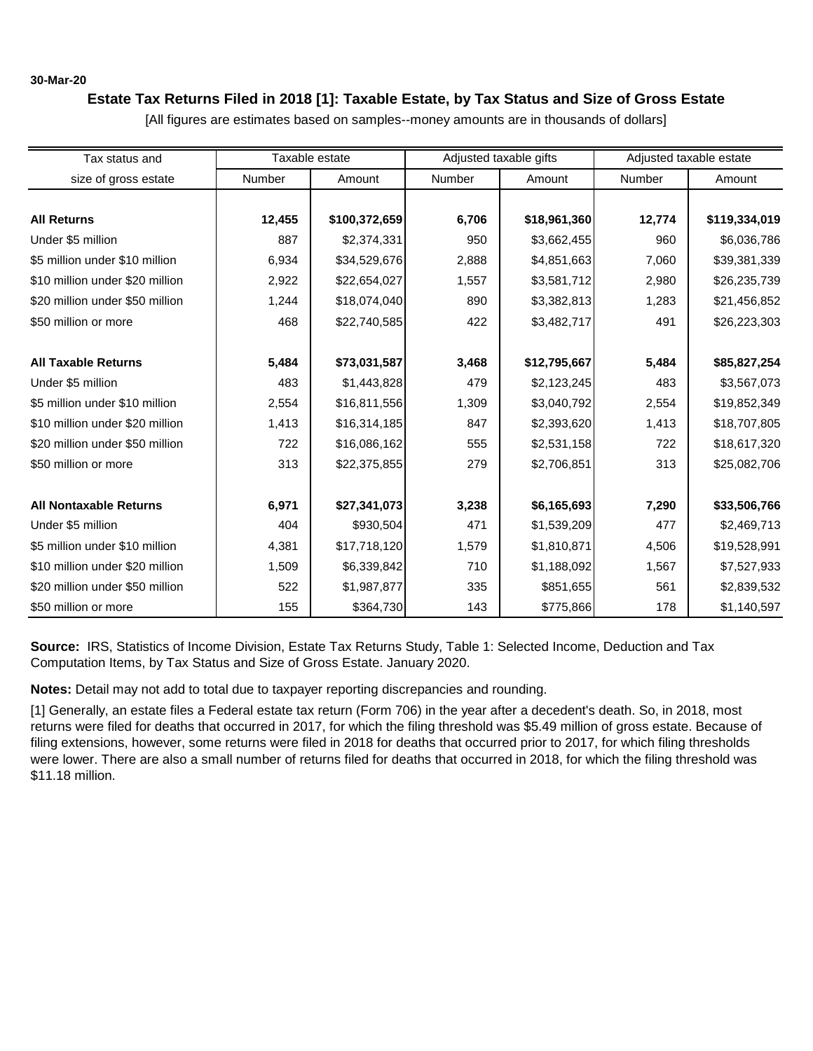30-Mar-20

## Estate Tax Returns Filed in 2018 [1]: Taxable Estate, by Tax Status and Size of Gross Estate

[All figures are estimates based on samples--money amounts are in thousands of dollars]

| Tax status and size of gross estate | Taxable estate | | Adjusted taxable gifts | | Adjusted taxable estate | |
|---|---|---|---|---|---|---|
| | Number | Amount | Number | Amount | Number | Amount |
| **All Returns** | **12,455** | **$100,372,659** | **6,706** | **$18,961,360** | **12,774** | **$119,334,019** |
| Under $5 million | 887 | $2,374,331 | 950 | $3,662,455 | 960 | $6,036,786 |
| $5 million under $10 million | 6,934 | $34,529,676 | 2,888 | $4,851,663 | 7,060 | $39,381,339 |
| $10 million under $20 million | 2,922 | $22,654,027 | 1,557 | $3,581,712 | 2,980 | $26,235,739 |
| $20 million under $50 million | 1,244 | $18,074,040 | 890 | $3,382,813 | 1,283 | $21,456,852 |
| $50 million or more | 468 | $22,740,585 | 422 | $3,482,717 | 491 | $26,223,303 |
| **All Taxable Returns** | **5,484** | **$73,031,587** | **3,468** | **$12,795,667** | **5,484** | **$85,827,254** |
| Under $5 million | 483 | $1,443,828 | 479 | $2,123,245 | 483 | $3,567,073 |
| $5 million under $10 million | 2,554 | $16,811,556 | 1,309 | $3,040,792 | 2,554 | $19,852,349 |
| $10 million under $20 million | 1,413 | $16,314,185 | 847 | $2,393,620 | 1,413 | $18,707,805 |
| $20 million under $50 million | 722 | $16,086,162 | 555 | $2,531,158 | 722 | $18,617,320 |
| $50 million or more | 313 | $22,375,855 | 279 | $2,706,851 | 313 | $25,082,706 |
| **All Nontaxable Returns** | **6,971** | **$27,341,073** | **3,238** | **$6,165,693** | **7,290** | **$33,506,766** |
| Under $5 million | 404 | $930,504 | 471 | $1,539,209 | 477 | $2,469,713 |
| $5 million under $10 million | 4,381 | $17,718,120 | 1,579 | $1,810,871 | 4,506 | $19,528,991 |
| $10 million under $20 million | 1,509 | $6,339,842 | 710 | $1,188,092 | 1,567 | $7,527,933 |
| $20 million under $50 million | 522 | $1,987,877 | 335 | $851,655 | 561 | $2,839,532 |
| $50 million or more | 155 | $364,730 | 143 | $775,866 | 178 | $1,140,597 |

**Source:** IRS, Statistics of Income Division, Estate Tax Returns Study, Table 1: Selected Income, Deduction and Tax Computation Items, by Tax Status and Size of Gross Estate. January 2020.

**Notes:** Detail may not add to total due to taxpayer reporting discrepancies and rounding.

[1] Generally, an estate files a Federal estate tax return (Form 706) in the year after a decedent's death. So, in 2018, most returns were filed for deaths that occurred in 2017, for which the filing threshold was $5.49 million of gross estate. Because of filing extensions, however, some returns were filed in 2018 for deaths that occurred prior to 2017, for which filing thresholds were lower. There are also a small number of returns filed for deaths that occurred in 2018, for which the filing threshold was $11.18 million.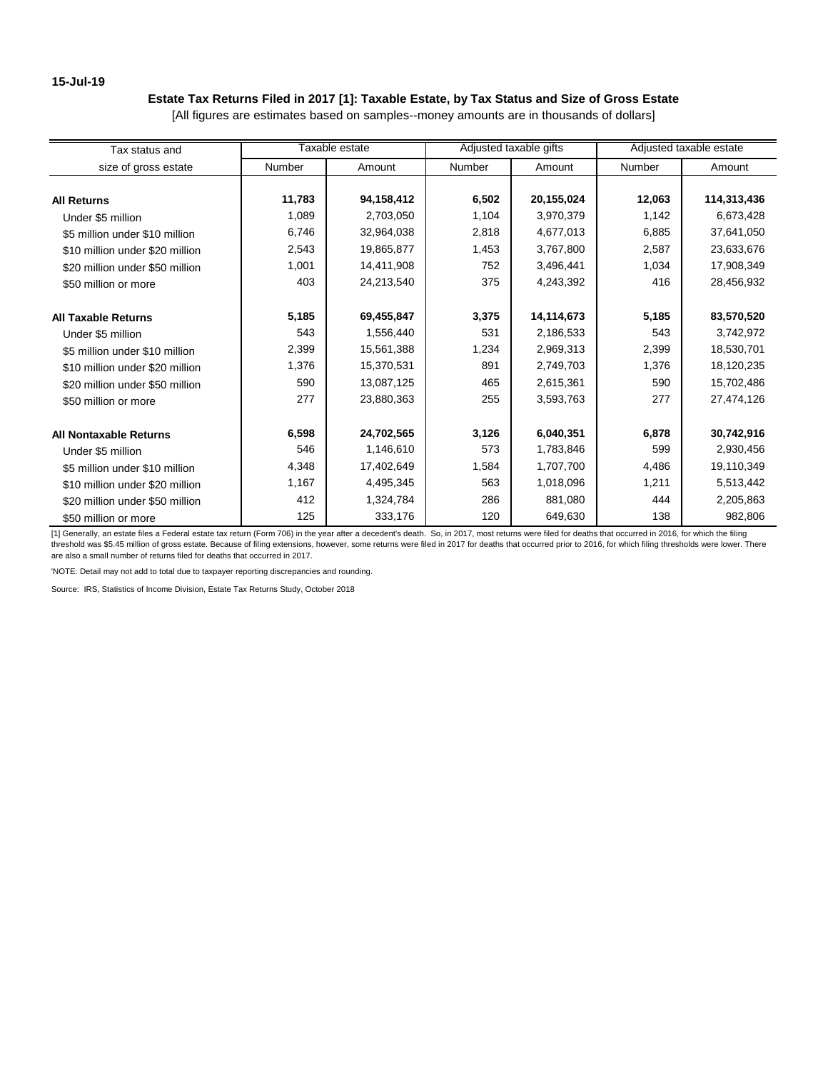15-Jul-19

**Estate Tax Returns Filed in 2017 [1]: Taxable Estate, by Tax Status and Size of Gross Estate**

[All figures are estimates based on samples--money amounts are in thousands of dollars]

| Tax status and size of gross estate | Taxable estate | | Adjusted taxable gifts | | Adjusted taxable estate | |
|---|---|---|---|---|---|---|
| | Number | Amount | Number | Amount | Number | Amount |
| **All Returns** | **11,783** | **94,158,412** | **6,502** | **20,155,024** | **12,063** | **114,313,436** |
| Under $5 million | 1,089 | 2,703,050 | 1,104 | 3,970,379 | 1,142 | 6,673,428 |
| $5 million under $10 million | 6,746 | 32,964,038 | 2,818 | 4,677,013 | 6,885 | 37,641,050 |
| $10 million under $20 million | 2,543 | 19,865,877 | 1,453 | 3,767,800 | 2,587 | 23,633,676 |
| $20 million under $50 million | 1,001 | 14,411,908 | 752 | 3,496,441 | 1,034 | 17,908,349 |
| $50 million or more | 403 | 24,213,540 | 375 | 4,243,392 | 416 | 28,456,932 |
| **All Taxable Returns** | **5,185** | **69,455,847** | **3,375** | **14,114,673** | **5,185** | **83,570,520** |
| Under $5 million | 543 | 1,556,440 | 531 | 2,186,533 | 543 | 3,742,972 |
| $5 million under $10 million | 2,399 | 15,561,388 | 1,234 | 2,969,313 | 2,399 | 18,530,701 |
| $10 million under $20 million | 1,376 | 15,370,531 | 891 | 2,749,703 | 1,376 | 18,120,235 |
| $20 million under $50 million | 590 | 13,087,125 | 465 | 2,615,361 | 590 | 15,702,486 |
| $50 million or more | 277 | 23,880,363 | 255 | 3,593,763 | 277 | 27,474,126 |
| **All Nontaxable Returns** | **6,598** | **24,702,565** | **3,126** | **6,040,351** | **6,878** | **30,742,916** |
| Under $5 million | 546 | 1,146,610 | 573 | 1,783,846 | 599 | 2,930,456 |
| $5 million under $10 million | 4,348 | 17,402,649 | 1,584 | 1,707,700 | 4,486 | 19,110,349 |
| $10 million under $20 million | 1,167 | 4,495,345 | 563 | 1,018,096 | 1,211 | 5,513,442 |
| $20 million under $50 million | 412 | 1,324,784 | 286 | 881,080 | 444 | 2,205,863 |
| $50 million or more | 125 | 333,176 | 120 | 649,630 | 138 | 982,806 |

[1] Generally, an estate files a Federal estate tax return (Form 706) in the year after a decedent's death. So, in 2017, most returns were filed for deaths that occurred in 2016, for which the filing threshold was $5.45 million of gross estate. Because of filing extensions, however, some returns were filed in 2017 for deaths that occurred prior to 2016, for which filing thresholds were lower. There are also a small number of returns filed for deaths that occurred in 2017.

'NOTE: Detail may not add to total due to taxpayer reporting discrepancies and rounding.

Source: IRS, Statistics of Income Division, Estate Tax Returns Study, October 2018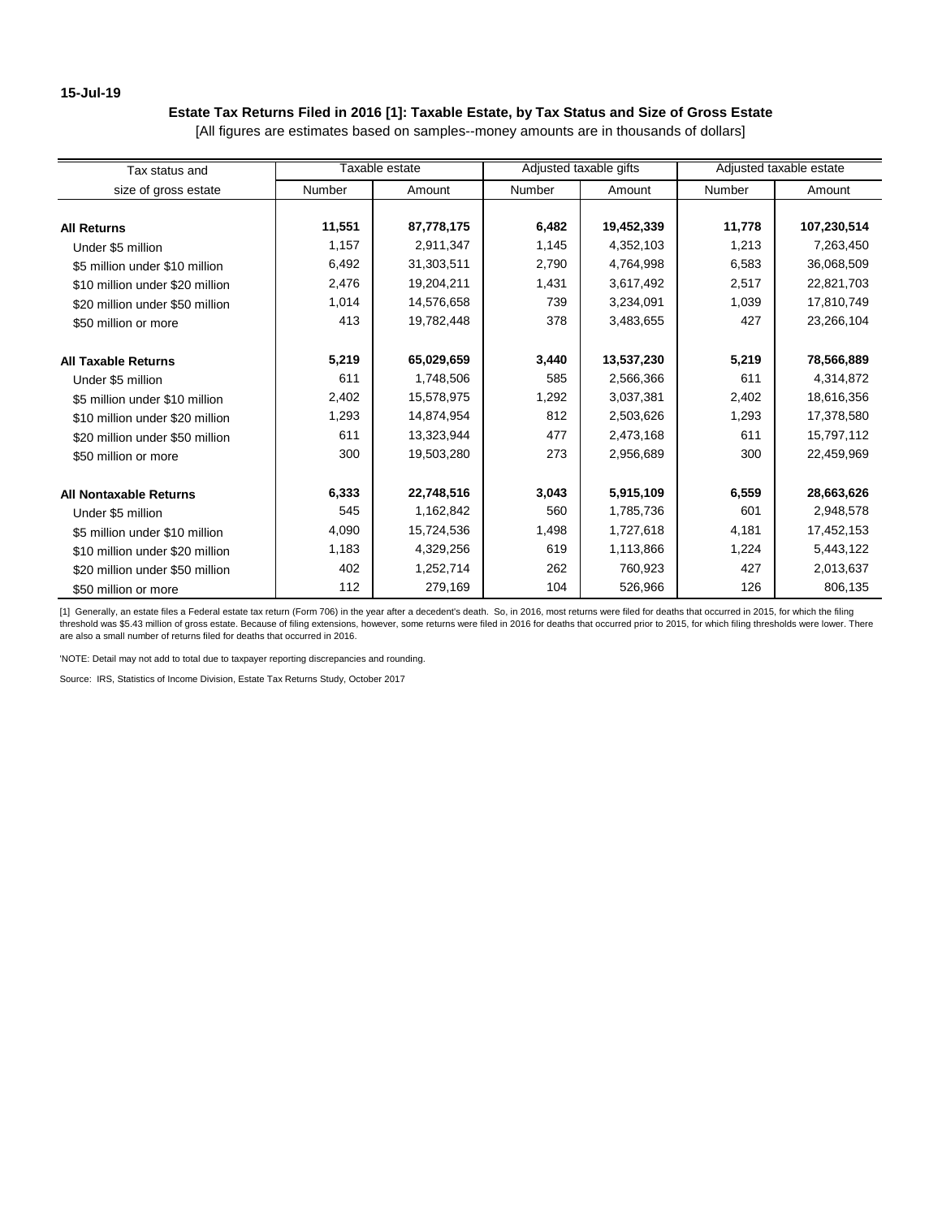15-Jul-19

**Estate Tax Returns Filed in 2016 [1]: Taxable Estate, by Tax Status and Size of Gross Estate**

[All figures are estimates based on samples--money amounts are in thousands of dollars]

| Tax status and size of gross estate | Taxable estate | | Adjusted taxable gifts | | Adjusted taxable estate | |
|---|---|---|---|---|---|---|
| | Number | Amount | Number | Amount | Number | Amount |
| **All Returns** | **11,551** | **87,778,175** | **6,482** | **19,452,339** | **11,778** | **107,230,514** |
| Under $5 million | 1,157 | 2,911,347 | 1,145 | 4,352,103 | 1,213 | 7,263,450 |
| $5 million under $10 million | 6,492 | 31,303,511 | 2,790 | 4,764,998 | 6,583 | 36,068,509 |
| $10 million under $20 million | 2,476 | 19,204,211 | 1,431 | 3,617,492 | 2,517 | 22,821,703 |
| $20 million under $50 million | 1,014 | 14,576,658 | 739 | 3,234,091 | 1,039 | 17,810,749 |
| $50 million or more | 413 | 19,782,448 | 378 | 3,483,655 | 427 | 23,266,104 |
| **All Taxable Returns** | **5,219** | **65,029,659** | **3,440** | **13,537,230** | **5,219** | **78,566,889** |
| Under $5 million | 611 | 1,748,506 | 585 | 2,566,366 | 611 | 4,314,872 |
| $5 million under $10 million | 2,402 | 15,578,975 | 1,292 | 3,037,381 | 2,402 | 18,616,356 |
| $10 million under $20 million | 1,293 | 14,874,954 | 812 | 2,503,626 | 1,293 | 17,378,580 |
| $20 million under $50 million | 611 | 13,323,944 | 477 | 2,473,168 | 611 | 15,797,112 |
| $50 million or more | 300 | 19,503,280 | 273 | 2,956,689 | 300 | 22,459,969 |
| **All Nontaxable Returns** | **6,333** | **22,748,516** | **3,043** | **5,915,109** | **6,559** | **28,663,626** |
| Under $5 million | 545 | 1,162,842 | 560 | 1,785,736 | 601 | 2,948,578 |
| $5 million under $10 million | 4,090 | 15,724,536 | 1,498 | 1,727,618 | 4,181 | 17,452,153 |
| $10 million under $20 million | 1,183 | 4,329,256 | 619 | 1,113,866 | 1,224 | 5,443,122 |
| $20 million under $50 million | 402 | 1,252,714 | 262 | 760,923 | 427 | 2,013,637 |
| $50 million or more | 112 | 279,169 | 104 | 526,966 | 126 | 806,135 |

[1] Generally, an estate files a Federal estate tax return (Form 706) in the year after a decedent's death. So, in 2016, most returns were filed for deaths that occurred in 2015, for which the filing threshold was $5.43 million of gross estate. Because of filing extensions, however, some returns were filed in 2016 for deaths that occurred prior to 2015, for which filing thresholds were lower. There are also a small number of returns filed for deaths that occurred in 2016.

'NOTE: Detail may not add to total due to taxpayer reporting discrepancies and rounding.

Source: IRS, Statistics of Income Division, Estate Tax Returns Study, October 2017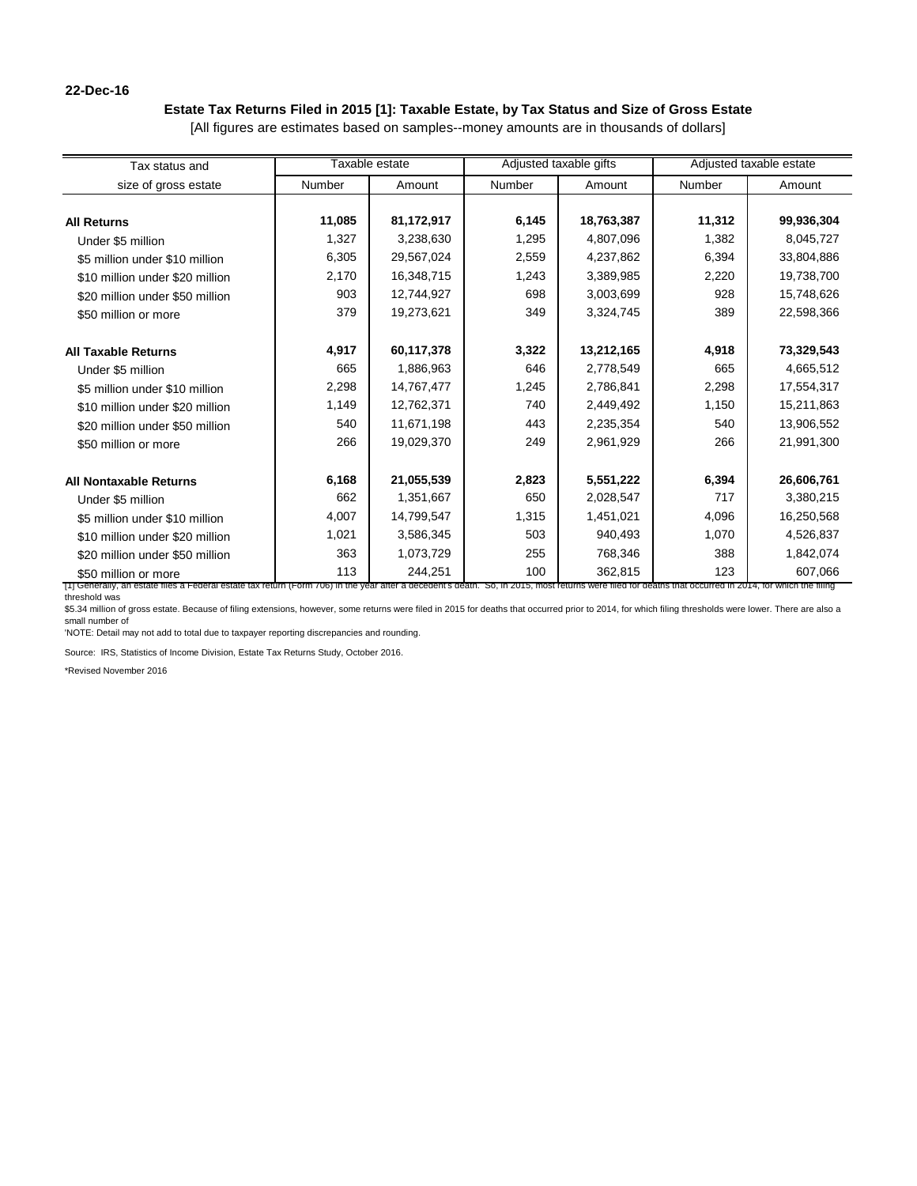22-Dec-16

### Estate Tax Returns Filed in 2015 [1]: Taxable Estate, by Tax Status and Size of Gross Estate

[All figures are estimates based on samples--money amounts are in thousands of dollars]

| Tax status and size of gross estate | Taxable estate | | Adjusted taxable gifts | | Adjusted taxable estate | |
|---|---|---|---|---|---|---|
| | Number | Amount | Number | Amount | Number | Amount |
| **All Returns** | **11,085** | **81,172,917** | **6,145** | **18,763,387** | **11,312** | **99,936,304** |
| Under $5 million | 1,327 | 3,238,630 | 1,295 | 4,807,096 | 1,382 | 8,045,727 |
| $5 million under $10 million | 6,305 | 29,567,024 | 2,559 | 4,237,862 | 6,394 | 33,804,886 |
| $10 million under $20 million | 2,170 | 16,348,715 | 1,243 | 3,389,985 | 2,220 | 19,738,700 |
| $20 million under $50 million | 903 | 12,744,927 | 698 | 3,003,699 | 928 | 15,748,626 |
| $50 million or more | 379 | 19,273,621 | 349 | 3,324,745 | 389 | 22,598,366 |
| **All Taxable Returns** | **4,917** | **60,117,378** | **3,322** | **13,212,165** | **4,918** | **73,329,543** |
| Under $5 million | 665 | 1,886,963 | 646 | 2,778,549 | 665 | 4,665,512 |
| $5 million under $10 million | 2,298 | 14,767,477 | 1,245 | 2,786,841 | 2,298 | 17,554,317 |
| $10 million under $20 million | 1,149 | 12,762,371 | 740 | 2,449,492 | 1,150 | 15,211,863 |
| $20 million under $50 million | 540 | 11,671,198 | 443 | 2,235,354 | 540 | 13,906,552 |
| $50 million or more | 266 | 19,029,370 | 249 | 2,961,929 | 266 | 21,991,300 |
| **All Nontaxable Returns** | **6,168** | **21,055,539** | **2,823** | **5,551,222** | **6,394** | **26,606,761** |
| Under $5 million | 662 | 1,351,667 | 650 | 2,028,547 | 717 | 3,380,215 |
| $5 million under $10 million | 4,007 | 14,799,547 | 1,315 | 1,451,021 | 4,096 | 16,250,568 |
| $10 million under $20 million | 1,021 | 3,586,345 | 503 | 940,493 | 1,070 | 4,526,837 |
| $20 million under $50 million | 363 | 1,073,729 | 255 | 768,346 | 388 | 1,842,074 |
| $50 million or more | 113 | 244,251 | 100 | 362,815 | 123 | 607,066 |

[1] Generally, an estate files a Federal estate tax return (Form 706) in the year after a decedent's death. So, in 2015, most returns were filed for deaths that occurred in 2014, for which the filing threshold was

$5.34 million of gross estate. Because of filing extensions, however, some returns were filed in 2015 for deaths that occurred prior to 2014, for which filing thresholds were lower. There are also a small number of

'NOTE: Detail may not add to total due to taxpayer reporting discrepancies and rounding.

Source: IRS, Statistics of Income Division, Estate Tax Returns Study, October 2016.

*Revised November 2016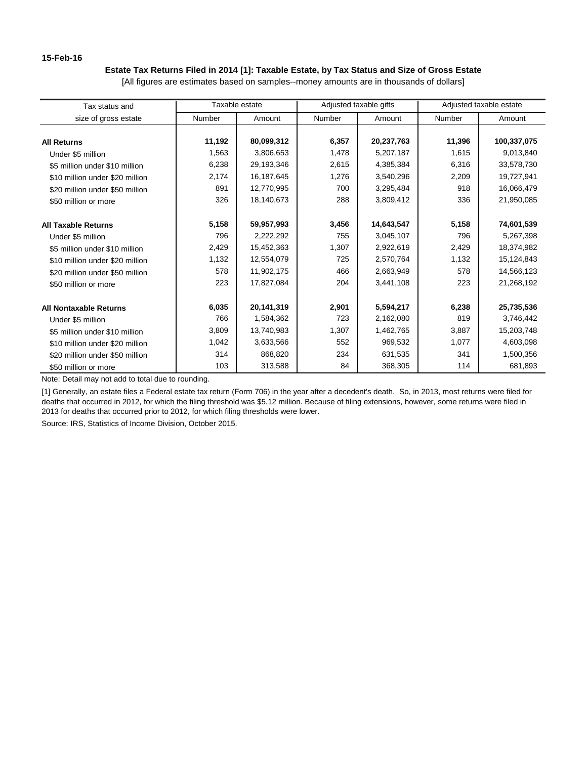15-Feb-16

**Estate Tax Returns Filed in 2014 [1]: Taxable Estate, by Tax Status and Size of Gross Estate**

[All figures are estimates based on samples--money amounts are in thousands of dollars]

| Tax status and size of gross estate | Taxable estate | | Adjusted taxable gifts | | Adjusted taxable estate | |
|---|---|---|---|---|---|---|
| | Number | Amount | Number | Amount | Number | Amount |
| **All Returns** | **11,192** | **80,099,312** | **6,357** | **20,237,763** | **11,396** | **100,337,075** |
| Under $5 million | 1,563 | 3,806,653 | 1,478 | 5,207,187 | 1,615 | 9,013,840 |
| $5 million under $10 million | 6,238 | 29,193,346 | 2,615 | 4,385,384 | 6,316 | 33,578,730 |
| $10 million under $20 million | 2,174 | 16,187,645 | 1,276 | 3,540,296 | 2,209 | 19,727,941 |
| $20 million under $50 million | 891 | 12,770,995 | 700 | 3,295,484 | 918 | 16,066,479 |
| $50 million or more | 326 | 18,140,673 | 288 | 3,809,412 | 336 | 21,950,085 |
| **All Taxable Returns** | **5,158** | **59,957,993** | **3,456** | **14,643,547** | **5,158** | **74,601,539** |
| Under $5 million | 796 | 2,222,292 | 755 | 3,045,107 | 796 | 5,267,398 |
| $5 million under $10 million | 2,429 | 15,452,363 | 1,307 | 2,922,619 | 2,429 | 18,374,982 |
| $10 million under $20 million | 1,132 | 12,554,079 | 725 | 2,570,764 | 1,132 | 15,124,843 |
| $20 million under $50 million | 578 | 11,902,175 | 466 | 2,663,949 | 578 | 14,566,123 |
| $50 million or more | 223 | 17,827,084 | 204 | 3,441,108 | 223 | 21,268,192 |
| **All Nontaxable Returns** | **6,035** | **20,141,319** | **2,901** | **5,594,217** | **6,238** | **25,735,536** |
| Under $5 million | 766 | 1,584,362 | 723 | 2,162,080 | 819 | 3,746,442 |
| $5 million under $10 million | 3,809 | 13,740,983 | 1,307 | 1,462,765 | 3,887 | 15,203,748 |
| $10 million under $20 million | 1,042 | 3,633,566 | 552 | 969,532 | 1,077 | 4,603,098 |
| $20 million under $50 million | 314 | 868,820 | 234 | 631,535 | 341 | 1,500,356 |
| $50 million or more | 103 | 313,588 | 84 | 368,305 | 114 | 681,893 |

Note: Detail may not add to total due to rounding.

[1] Generally, an estate files a Federal estate tax return (Form 706) in the year after a decedent's death. So, in 2013, most returns were filed for deaths that occurred in 2012, for which the filing threshold was $5.12 million. Because of filing extensions, however, some returns were filed in 2013 for deaths that occurred prior to 2012, for which filing thresholds were lower.

Source: IRS, Statistics of Income Division, October 2015.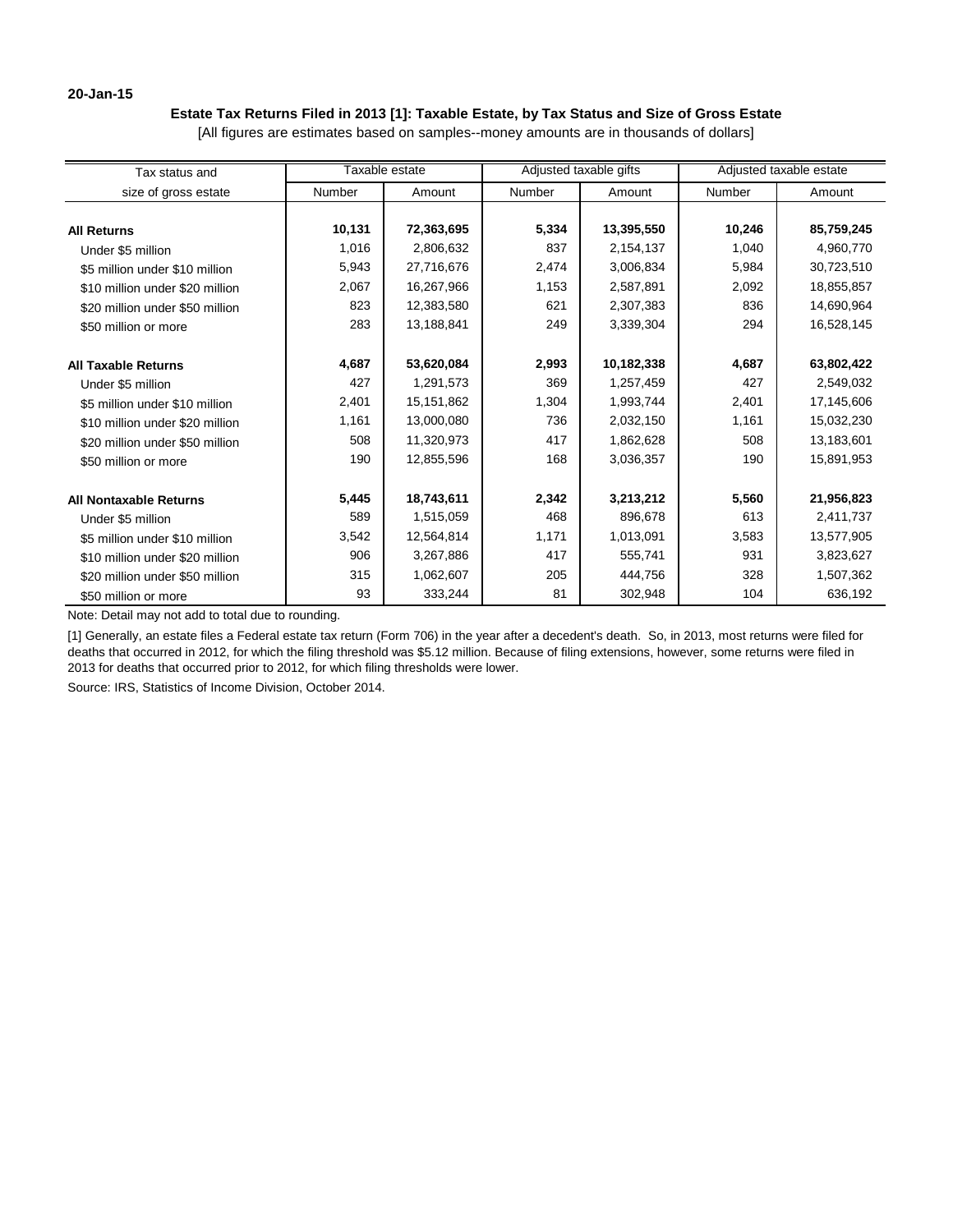20-Jan-15

## Estate Tax Returns Filed in 2013 [1]: Taxable Estate, by Tax Status and Size of Gross Estate

[All figures are estimates based on samples--money amounts are in thousands of dollars]

| Tax status and size of gross estate | Taxable estate | | Adjusted taxable gifts | | Adjusted taxable estate | |
|---|---|---|---|---|---|---|
| | Number | Amount | Number | Amount | Number | Amount |
| **All Returns** | **10,131** | **72,363,695** | **5,334** | **13,395,550** | **10,246** | **85,759,245** |
| Under $5 million | 1,016 | 2,806,632 | 837 | 2,154,137 | 1,040 | 4,960,770 |
| $5 million under $10 million | 5,943 | 27,716,676 | 2,474 | 3,006,834 | 5,984 | 30,723,510 |
| $10 million under $20 million | 2,067 | 16,267,966 | 1,153 | 2,587,891 | 2,092 | 18,855,857 |
| $20 million under $50 million | 823 | 12,383,580 | 621 | 2,307,383 | 836 | 14,690,964 |
| $50 million or more | 283 | 13,188,841 | 249 | 3,339,304 | 294 | 16,528,145 |
| **All Taxable Returns** | **4,687** | **53,620,084** | **2,993** | **10,182,338** | **4,687** | **63,802,422** |
| Under $5 million | 427 | 1,291,573 | 369 | 1,257,459 | 427 | 2,549,032 |
| $5 million under $10 million | 2,401 | 15,151,862 | 1,304 | 1,993,744 | 2,401 | 17,145,606 |
| $10 million under $20 million | 1,161 | 13,000,080 | 736 | 2,032,150 | 1,161 | 15,032,230 |
| $20 million under $50 million | 508 | 11,320,973 | 417 | 1,862,628 | 508 | 13,183,601 |
| $50 million or more | 190 | 12,855,596 | 168 | 3,036,357 | 190 | 15,891,953 |
| **All Nontaxable Returns** | **5,445** | **18,743,611** | **2,342** | **3,213,212** | **5,560** | **21,956,823** |
| Under $5 million | 589 | 1,515,059 | 468 | 896,678 | 613 | 2,411,737 |
| $5 million under $10 million | 3,542 | 12,564,814 | 1,171 | 1,013,091 | 3,583 | 13,577,905 |
| $10 million under $20 million | 906 | 3,267,886 | 417 | 555,741 | 931 | 3,823,627 |
| $20 million under $50 million | 315 | 1,062,607 | 205 | 444,756 | 328 | 1,507,362 |
| $50 million or more | 93 | 333,244 | 81 | 302,948 | 104 | 636,192 |

Note: Detail may not add to total due to rounding.

[1] Generally, an estate files a Federal estate tax return (Form 706) in the year after a decedent's death. So, in 2013, most returns were filed for deaths that occurred in 2012, for which the filing threshold was $5.12 million. Because of filing extensions, however, some returns were filed in 2013 for deaths that occurred prior to 2012, for which filing thresholds were lower.

Source: IRS, Statistics of Income Division, October 2014.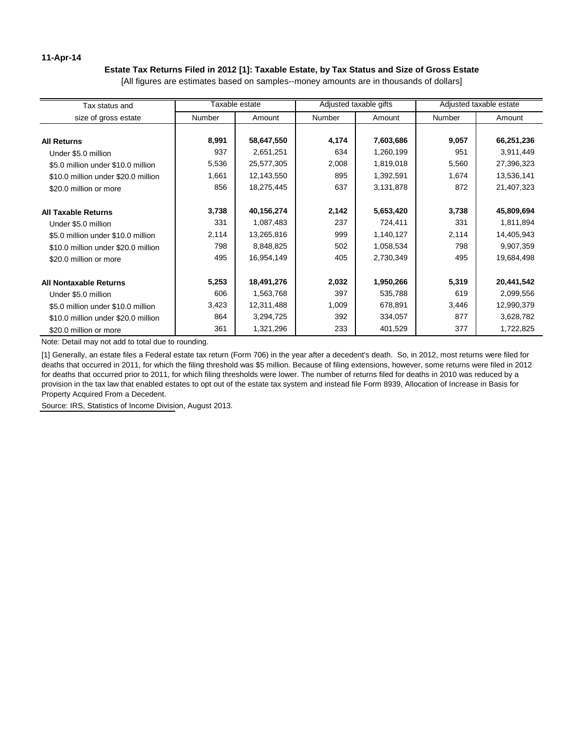11-Apr-14

### Estate Tax Returns Filed in 2012 [1]: Taxable Estate, by Tax Status and Size of Gross Estate

[All figures are estimates based on samples--money amounts are in thousands of dollars]

| Tax status and size of gross estate | Taxable estate | | Adjusted taxable gifts | | Adjusted taxable estate | |
|---|---|---|---|---|---|---|
| | Number | Amount | Number | Amount | Number | Amount |
| **All Returns** | **8,991** | **58,647,550** | **4,174** | **7,603,686** | **9,057** | **66,251,236** |
| Under $5.0 million | 937 | 2,651,251 | 634 | 1,260,199 | 951 | 3,911,449 |
| $5.0 million under $10.0 million | 5,536 | 25,577,305 | 2,008 | 1,819,018 | 5,560 | 27,396,323 |
| $10.0 million under $20.0 million | 1,661 | 12,143,550 | 895 | 1,392,591 | 1,674 | 13,536,141 |
| $20.0 million or more | 856 | 18,275,445 | 637 | 3,131,878 | 872 | 21,407,323 |
| **All Taxable Returns** | **3,738** | **40,156,274** | **2,142** | **5,653,420** | **3,738** | **45,809,694** |
| Under $5.0 million | 331 | 1,087,483 | 237 | 724,411 | 331 | 1,811,894 |
| $5.0 million under $10.0 million | 2,114 | 13,265,816 | 999 | 1,140,127 | 2,114 | 14,405,943 |
| $10.0 million under $20.0 million | 798 | 8,848,825 | 502 | 1,058,534 | 798 | 9,907,359 |
| $20.0 million or more | 495 | 16,954,149 | 405 | 2,730,349 | 495 | 19,684,498 |
| **All Nontaxable Returns** | **5,253** | **18,491,276** | **2,032** | **1,950,266** | **5,319** | **20,441,542** |
| Under $5.0 million | 606 | 1,563,768 | 397 | 535,788 | 619 | 2,099,556 |
| $5.0 million under $10.0 million | 3,423 | 12,311,488 | 1,009 | 678,891 | 3,446 | 12,990,379 |
| $10.0 million under $20.0 million | 864 | 3,294,725 | 392 | 334,057 | 877 | 3,628,782 |
| $20.0 million or more | 361 | 1,321,296 | 233 | 401,529 | 377 | 1,722,825 |

Note: Detail may not add to total due to rounding.

[1] Generally, an estate files a Federal estate tax return (Form 706) in the year after a decedent's death. So, in 2012, most returns were filed for deaths that occurred in 2011, for which the filing threshold was $5 million. Because of filing extensions, however, some returns were filed in 2012 for deaths that occurred prior to 2011, for which filing thresholds were lower. The number of returns filed for deaths in 2010 was reduced by a provision in the tax law that enabled estates to opt out of the estate tax system and instead file Form 8939, Allocation of Increase in Basis for Property Acquired From a Decedent.

Source: IRS, Statistics of Income Division, August 2013.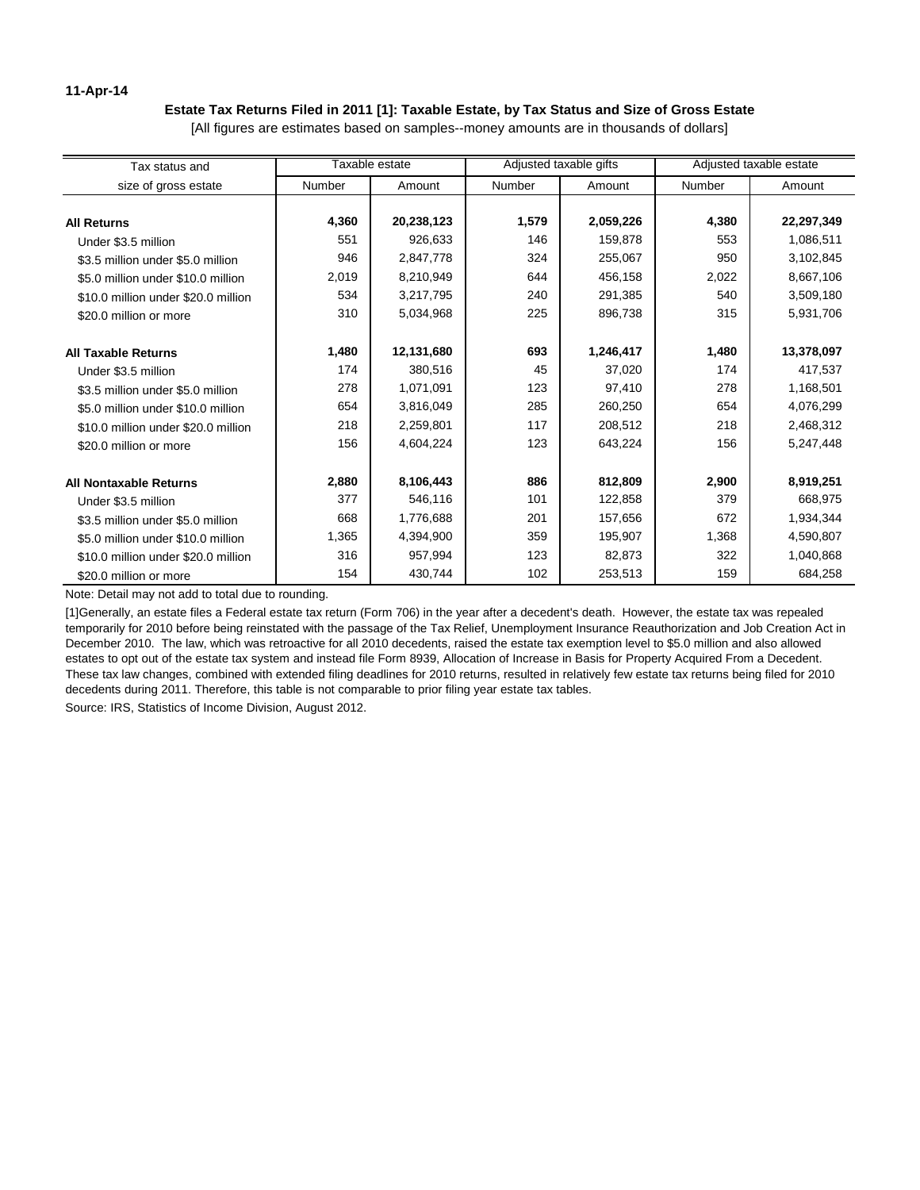11-Apr-14

**Estate Tax Returns Filed in 2011 [1]: Taxable Estate, by Tax Status and Size of Gross Estate**

[All figures are estimates based on samples--money amounts are in thousands of dollars]

| Tax status and size of gross estate | Taxable estate | | Adjusted taxable gifts | | Adjusted taxable estate | |
|---|---|---|---|---|---|---|
| | Number | Amount | Number | Amount | Number | Amount |
| **All Returns** | **4,360** | **20,238,123** | **1,579** | **2,059,226** | **4,380** | **22,297,349** |
| Under $3.5 million | 551 | 926,633 | 146 | 159,878 | 553 | 1,086,511 |
| $3.5 million under $5.0 million | 946 | 2,847,778 | 324 | 255,067 | 950 | 3,102,845 |
| $5.0 million under $10.0 million | 2,019 | 8,210,949 | 644 | 456,158 | 2,022 | 8,667,106 |
| $10.0 million under $20.0 million | 534 | 3,217,795 | 240 | 291,385 | 540 | 3,509,180 |
| $20.0 million or more | 310 | 5,034,968 | 225 | 896,738 | 315 | 5,931,706 |
| **All Taxable Returns** | **1,480** | **12,131,680** | **693** | **1,246,417** | **1,480** | **13,378,097** |
| Under $3.5 million | 174 | 380,516 | 45 | 37,020 | 174 | 417,537 |
| $3.5 million under $5.0 million | 278 | 1,071,091 | 123 | 97,410 | 278 | 1,168,501 |
| $5.0 million under $10.0 million | 654 | 3,816,049 | 285 | 260,250 | 654 | 4,076,299 |
| $10.0 million under $20.0 million | 218 | 2,259,801 | 117 | 208,512 | 218 | 2,468,312 |
| $20.0 million or more | 156 | 4,604,224 | 123 | 643,224 | 156 | 5,247,448 |
| **All Nontaxable Returns** | **2,880** | **8,106,443** | **886** | **812,809** | **2,900** | **8,919,251** |
| Under $3.5 million | 377 | 546,116 | 101 | 122,858 | 379 | 668,975 |
| $3.5 million under $5.0 million | 668 | 1,776,688 | 201 | 157,656 | 672 | 1,934,344 |
| $5.0 million under $10.0 million | 1,365 | 4,394,900 | 359 | 195,907 | 1,368 | 4,590,807 |
| $10.0 million under $20.0 million | 316 | 957,994 | 123 | 82,873 | 322 | 1,040,868 |
| $20.0 million or more | 154 | 430,744 | 102 | 253,513 | 159 | 684,258 |

Note: Detail may not add to total due to rounding.

[1]Generally, an estate files a Federal estate tax return (Form 706) in the year after a decedent's death. However, the estate tax was repealed temporarily for 2010 before being reinstated with the passage of the Tax Relief, Unemployment Insurance Reauthorization and Job Creation Act in December 2010. The law, which was retroactive for all 2010 decedents, raised the estate tax exemption level to $5.0 million and also allowed estates to opt out of the estate tax system and instead file Form 8939, Allocation of Increase in Basis for Property Acquired From a Decedent. These tax law changes, combined with extended filing deadlines for 2010 returns, resulted in relatively few estate tax returns being filed for 2010 decedents during 2011. Therefore, this table is not comparable to prior filing year estate tax tables.

Source: IRS, Statistics of Income Division, August 2012.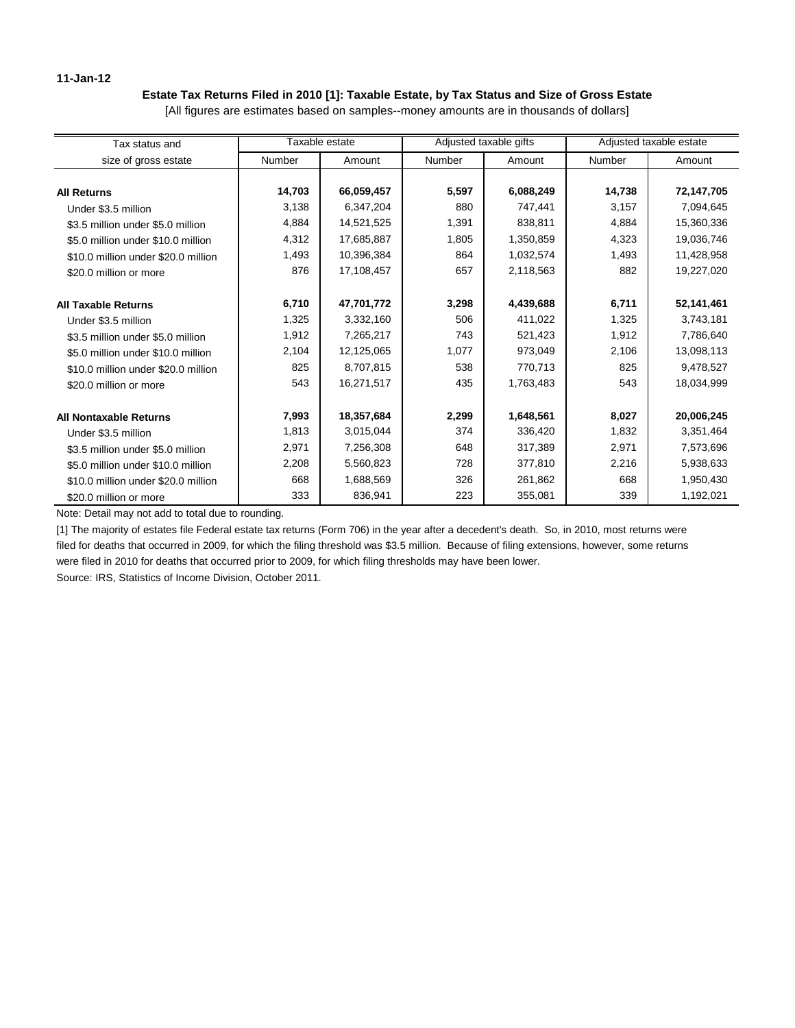11-Jan-12

## Estate Tax Returns Filed in 2010 [1]: Taxable Estate, by Tax Status and Size of Gross Estate

[All figures are estimates based on samples--money amounts are in thousands of dollars]

| Tax status and size of gross estate | Taxable estate | | Adjusted taxable gifts | | Adjusted taxable estate | |
|---|---|---|---|---|---|---|
| | Number | Amount | Number | Amount | Number | Amount |
| **All Returns** | **14,703** | **66,059,457** | **5,597** | **6,088,249** | **14,738** | **72,147,705** |
| Under $3.5 million | 3,138 | 6,347,204 | 880 | 747,441 | 3,157 | 7,094,645 |
| $3.5 million under $5.0 million | 4,884 | 14,521,525 | 1,391 | 838,811 | 4,884 | 15,360,336 |
| $5.0 million under $10.0 million | 4,312 | 17,685,887 | 1,805 | 1,350,859 | 4,323 | 19,036,746 |
| $10.0 million under $20.0 million | 1,493 | 10,396,384 | 864 | 1,032,574 | 1,493 | 11,428,958 |
| $20.0 million or more | 876 | 17,108,457 | 657 | 2,118,563 | 882 | 19,227,020 |
| **All Taxable Returns** | **6,710** | **47,701,772** | **3,298** | **4,439,688** | **6,711** | **52,141,461** |
| Under $3.5 million | 1,325 | 3,332,160 | 506 | 411,022 | 1,325 | 3,743,181 |
| $3.5 million under $5.0 million | 1,912 | 7,265,217 | 743 | 521,423 | 1,912 | 7,786,640 |
| $5.0 million under $10.0 million | 2,104 | 12,125,065 | 1,077 | 973,049 | 2,106 | 13,098,113 |
| $10.0 million under $20.0 million | 825 | 8,707,815 | 538 | 770,713 | 825 | 9,478,527 |
| $20.0 million or more | 543 | 16,271,517 | 435 | 1,763,483 | 543 | 18,034,999 |
| **All Nontaxable Returns** | **7,993** | **18,357,684** | **2,299** | **1,648,561** | **8,027** | **20,006,245** |
| Under $3.5 million | 1,813 | 3,015,044 | 374 | 336,420 | 1,832 | 3,351,464 |
| $3.5 million under $5.0 million | 2,971 | 7,256,308 | 648 | 317,389 | 2,971 | 7,573,696 |
| $5.0 million under $10.0 million | 2,208 | 5,560,823 | 728 | 377,810 | 2,216 | 5,938,633 |
| $10.0 million under $20.0 million | 668 | 1,688,569 | 326 | 261,862 | 668 | 1,950,430 |
| $20.0 million or more | 333 | 836,941 | 223 | 355,081 | 339 | 1,192,021 |

Note: Detail may not add to total due to rounding.

[1] The majority of estates file Federal estate tax returns (Form 706) in the year after a decedent's death. So, in 2010, most returns were filed for deaths that occurred in 2009, for which the filing threshold was $3.5 million. Because of filing extensions, however, some returns were filed in 2010 for deaths that occurred prior to 2009, for which filing thresholds may have been lower.

Source: IRS, Statistics of Income Division, October 2011.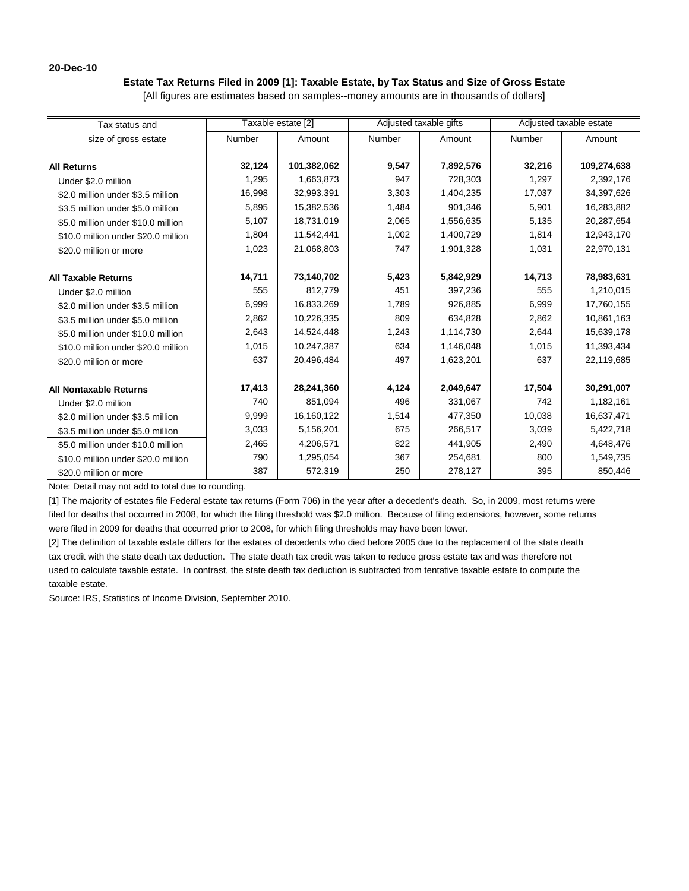20-Dec-10

**Estate Tax Returns Filed in 2009 [1]: Taxable Estate, by Tax Status and Size of Gross Estate**

[All figures are estimates based on samples--money amounts are in thousands of dollars]

| Tax status and size of gross estate | Taxable estate [2] | | Adjusted taxable gifts | | Adjusted taxable estate | |
|---|---|---|---|---|---|---|
| | Number | Amount | Number | Amount | Number | Amount |
| **All Returns** | **32,124** | **101,382,062** | **9,547** | **7,892,576** | **32,216** | **109,274,638** |
| Under $2.0 million | 1,295 | 1,663,873 | 947 | 728,303 | 1,297 | 2,392,176 |
| $2.0 million under $3.5 million | 16,998 | 32,993,391 | 3,303 | 1,404,235 | 17,037 | 34,397,626 |
| $3.5 million under $5.0 million | 5,895 | 15,382,536 | 1,484 | 901,346 | 5,901 | 16,283,882 |
| $5.0 million under $10.0 million | 5,107 | 18,731,019 | 2,065 | 1,556,635 | 5,135 | 20,287,654 |
| $10.0 million under $20.0 million | 1,804 | 11,542,441 | 1,002 | 1,400,729 | 1,814 | 12,943,170 |
| $20.0 million or more | 1,023 | 21,068,803 | 747 | 1,901,328 | 1,031 | 22,970,131 |
| **All Taxable Returns** | **14,711** | **73,140,702** | **5,423** | **5,842,929** | **14,713** | **78,983,631** |
| Under $2.0 million | 555 | 812,779 | 451 | 397,236 | 555 | 1,210,015 |
| $2.0 million under $3.5 million | 6,999 | 16,833,269 | 1,789 | 926,885 | 6,999 | 17,760,155 |
| $3.5 million under $5.0 million | 2,862 | 10,226,335 | 809 | 634,828 | 2,862 | 10,861,163 |
| $5.0 million under $10.0 million | 2,643 | 14,524,448 | 1,243 | 1,114,730 | 2,644 | 15,639,178 |
| $10.0 million under $20.0 million | 1,015 | 10,247,387 | 634 | 1,146,048 | 1,015 | 11,393,434 |
| $20.0 million or more | 637 | 20,496,484 | 497 | 1,623,201 | 637 | 22,119,685 |
| **All Nontaxable Returns** | **17,413** | **28,241,360** | **4,124** | **2,049,647** | **17,504** | **30,291,007** |
| Under $2.0 million | 740 | 851,094 | 496 | 331,067 | 742 | 1,182,161 |
| $2.0 million under $3.5 million | 9,999 | 16,160,122 | 1,514 | 477,350 | 10,038 | 16,637,471 |
| $3.5 million under $5.0 million | 3,033 | 5,156,201 | 675 | 266,517 | 3,039 | 5,422,718 |
| $5.0 million under $10.0 million | 2,465 | 4,206,571 | 822 | 441,905 | 2,490 | 4,648,476 |
| $10.0 million under $20.0 million | 790 | 1,295,054 | 367 | 254,681 | 800 | 1,549,735 |
| $20.0 million or more | 387 | 572,319 | 250 | 278,127 | 395 | 850,446 |

Note: Detail may not add to total due to rounding.

[1] The majority of estates file Federal estate tax returns (Form 706) in the year after a decedent's death. So, in 2009, most returns were filed for deaths that occurred in 2008, for which the filing threshold was $2.0 million. Because of filing extensions, however, some returns were filed in 2009 for deaths that occurred prior to 2008, for which filing thresholds may have been lower.

[2] The definition of taxable estate differs for the estates of decedents who died before 2005 due to the replacement of the state death tax credit with the state death tax deduction. The state death tax credit was taken to reduce gross estate tax and was therefore not used to calculate taxable estate. In contrast, the state death tax deduction is subtracted from tentative taxable estate to compute the taxable estate.

Source: IRS, Statistics of Income Division, September 2010.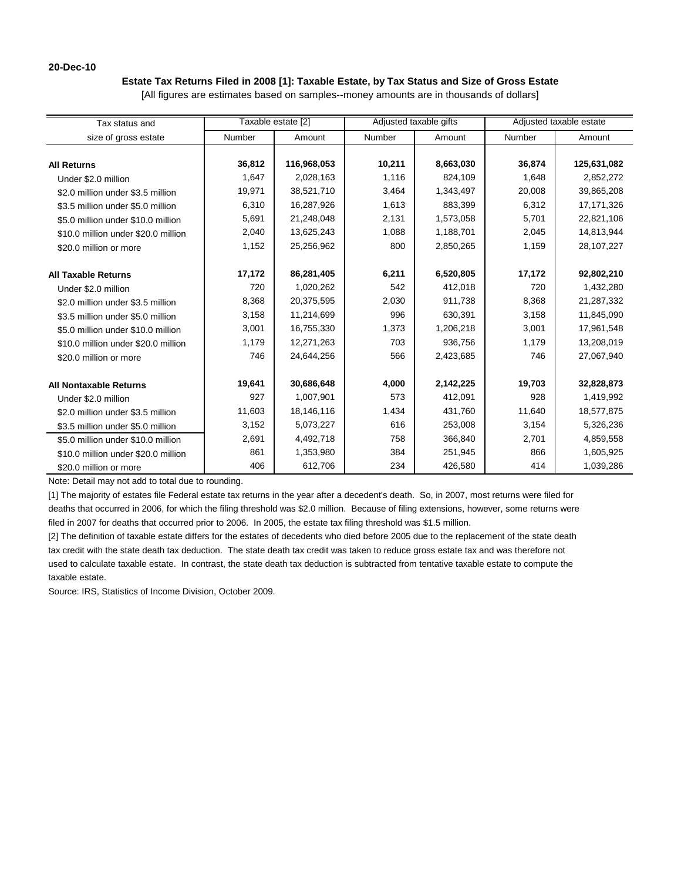**20-Dec-10**

**Estate Tax Returns Filed in 2008 [1]: Taxable Estate, by Tax Status and Size of Gross Estate**

[All figures are estimates based on samples--money amounts are in thousands of dollars]

| Tax status and size of gross estate | Taxable estate [2] | | Adjusted taxable gifts | | Adjusted taxable estate | |
|---|---|---|---|---|---|---|
| | Number | Amount | Number | Amount | Number | Amount |
| **All Returns** | **36,812** | **116,968,053** | **10,211** | **8,663,030** | **36,874** | **125,631,082** |
| Under $2.0 million | 1,647 | 2,028,163 | 1,116 | 824,109 | 1,648 | 2,852,272 |
| $2.0 million under $3.5 million | 19,971 | 38,521,710 | 3,464 | 1,343,497 | 20,008 | 39,865,208 |
| $3.5 million under $5.0 million | 6,310 | 16,287,926 | 1,613 | 883,399 | 6,312 | 17,171,326 |
| $5.0 million under $10.0 million | 5,691 | 21,248,048 | 2,131 | 1,573,058 | 5,701 | 22,821,106 |
| $10.0 million under $20.0 million | 2,040 | 13,625,243 | 1,088 | 1,188,701 | 2,045 | 14,813,944 |
| $20.0 million or more | 1,152 | 25,256,962 | 800 | 2,850,265 | 1,159 | 28,107,227 |
| **All Taxable Returns** | **17,172** | **86,281,405** | **6,211** | **6,520,805** | **17,172** | **92,802,210** |
| Under $2.0 million | 720 | 1,020,262 | 542 | 412,018 | 720 | 1,432,280 |
| $2.0 million under $3.5 million | 8,368 | 20,375,595 | 2,030 | 911,738 | 8,368 | 21,287,332 |
| $3.5 million under $5.0 million | 3,158 | 11,214,699 | 996 | 630,391 | 3,158 | 11,845,090 |
| $5.0 million under $10.0 million | 3,001 | 16,755,330 | 1,373 | 1,206,218 | 3,001 | 17,961,548 |
| $10.0 million under $20.0 million | 1,179 | 12,271,263 | 703 | 936,756 | 1,179 | 13,208,019 |
| $20.0 million or more | 746 | 24,644,256 | 566 | 2,423,685 | 746 | 27,067,940 |
| **All Nontaxable Returns** | **19,641** | **30,686,648** | **4,000** | **2,142,225** | **19,703** | **32,828,873** |
| Under $2.0 million | 927 | 1,007,901 | 573 | 412,091 | 928 | 1,419,992 |
| $2.0 million under $3.5 million | 11,603 | 18,146,116 | 1,434 | 431,760 | 11,640 | 18,577,875 |
| $3.5 million under $5.0 million | 3,152 | 5,073,227 | 616 | 253,008 | 3,154 | 5,326,236 |
| $5.0 million under $10.0 million | 2,691 | 4,492,718 | 758 | 366,840 | 2,701 | 4,859,558 |
| $10.0 million under $20.0 million | 861 | 1,353,980 | 384 | 251,945 | 866 | 1,605,925 |
| $20.0 million or more | 406 | 612,706 | 234 | 426,580 | 414 | 1,039,286 |

Note: Detail may not add to total due to rounding.

[1] The majority of estates file Federal estate tax returns in the year after a decedent's death. So, in 2007, most returns were filed for deaths that occurred in 2006, for which the filing threshold was $2.0 million. Because of filing extensions, however, some returns were filed in 2007 for deaths that occurred prior to 2006. In 2005, the estate tax filing threshold was $1.5 million.

[2] The definition of taxable estate differs for the estates of decedents who died before 2005 due to the replacement of the state death tax credit with the state death tax deduction. The state death tax credit was taken to reduce gross estate tax and was therefore not used to calculate taxable estate. In contrast, the state death tax deduction is subtracted from tentative taxable estate to compute the taxable estate.

Source: IRS, Statistics of Income Division, October 2009.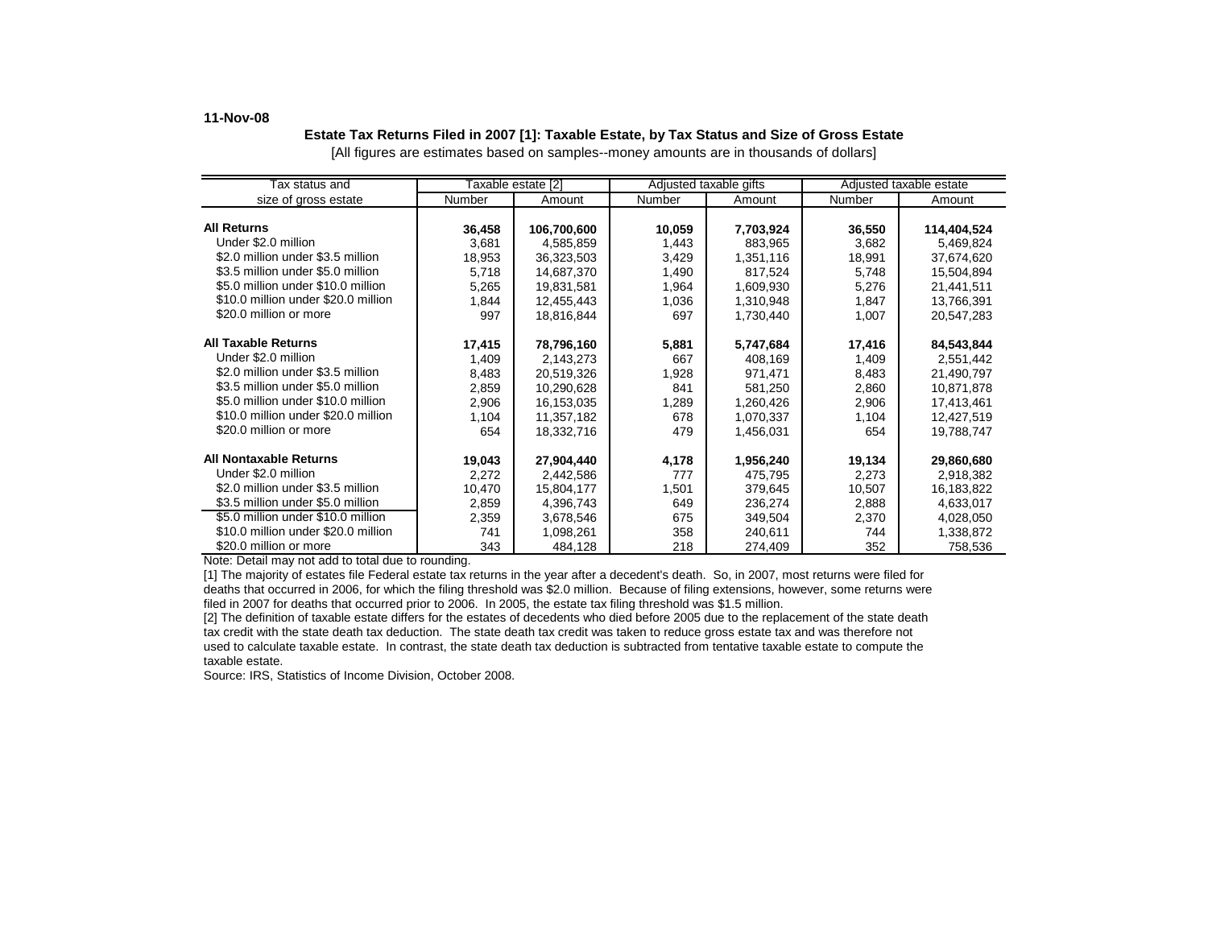11-Nov-08

**Estate Tax Returns Filed in 2007 [1]: Taxable Estate, by Tax Status and Size of Gross Estate**

[All figures are estimates based on samples--money amounts are in thousands of dollars]

| Tax status and size of gross estate | Taxable estate [2] | | Adjusted taxable gifts | | Adjusted taxable estate | |
|---|---|---|---|---|---|---|
| | Number | Amount | Number | Amount | Number | Amount |
| **All Returns** | **36,458** | **106,700,600** | **10,059** | **7,703,924** | **36,550** | **114,404,524** |
| Under $2.0 million | 3,681 | 4,585,859 | 1,443 | 883,965 | 3,682 | 5,469,824 |
| $2.0 million under $3.5 million | 18,953 | 36,323,503 | 3,429 | 1,351,116 | 18,991 | 37,674,620 |
| $3.5 million under $5.0 million | 5,718 | 14,687,370 | 1,490 | 817,524 | 5,748 | 15,504,894 |
| $5.0 million under $10.0 million | 5,265 | 19,831,581 | 1,964 | 1,609,930 | 5,276 | 21,441,511 |
| $10.0 million under $20.0 million | 1,844 | 12,455,443 | 1,036 | 1,310,948 | 1,847 | 13,766,391 |
| $20.0 million or more | 997 | 18,816,844 | 697 | 1,730,440 | 1,007 | 20,547,283 |
| **All Taxable Returns** | **17,415** | **78,796,160** | **5,881** | **5,747,684** | **17,416** | **84,543,844** |
| Under $2.0 million | 1,409 | 2,143,273 | 667 | 408,169 | 1,409 | 2,551,442 |
| $2.0 million under $3.5 million | 8,483 | 20,519,326 | 1,928 | 971,471 | 8,483 | 21,490,797 |
| $3.5 million under $5.0 million | 2,859 | 10,290,628 | 841 | 581,250 | 2,860 | 10,871,878 |
| $5.0 million under $10.0 million | 2,906 | 16,153,035 | 1,289 | 1,260,426 | 2,906 | 17,413,461 |
| $10.0 million under $20.0 million | 1,104 | 11,357,182 | 678 | 1,070,337 | 1,104 | 12,427,519 |
| $20.0 million or more | 654 | 18,332,716 | 479 | 1,456,031 | 654 | 19,788,747 |
| **All Nontaxable Returns** | **19,043** | **27,904,440** | **4,178** | **1,956,240** | **19,134** | **29,860,680** |
| Under $2.0 million | 2,272 | 2,442,586 | 777 | 475,795 | 2,273 | 2,918,382 |
| $2.0 million under $3.5 million | 10,470 | 15,804,177 | 1,501 | 379,645 | 10,507 | 16,183,822 |
| $3.5 million under $5.0 million | 2,859 | 4,396,743 | 649 | 236,274 | 2,888 | 4,633,017 |
| $5.0 million under $10.0 million | 2,359 | 3,678,546 | 675 | 349,504 | 2,370 | 4,028,050 |
| $10.0 million under $20.0 million | 741 | 1,098,261 | 358 | 240,611 | 744 | 1,338,872 |
| $20.0 million or more | 343 | 484,128 | 218 | 274,409 | 352 | 758,536 |

Note: Detail may not add to total due to rounding.

[1] The majority of estates file Federal estate tax returns in the year after a decedent's death. So, in 2007, most returns were filed for deaths that occurred in 2006, for which the filing threshold was $2.0 million. Because of filing extensions, however, some returns were filed in 2007 for deaths that occurred prior to 2006. In 2005, the estate tax filing threshold was $1.5 million.

[2] The definition of taxable estate differs for the estates of decedents who died before 2005 due to the replacement of the state death tax credit with the state death tax deduction. The state death tax credit was taken to reduce gross estate tax and was therefore not used to calculate taxable estate. In contrast, the state death tax deduction is subtracted from tentative taxable estate to compute the taxable estate.

Source: IRS, Statistics of Income Division, October 2008.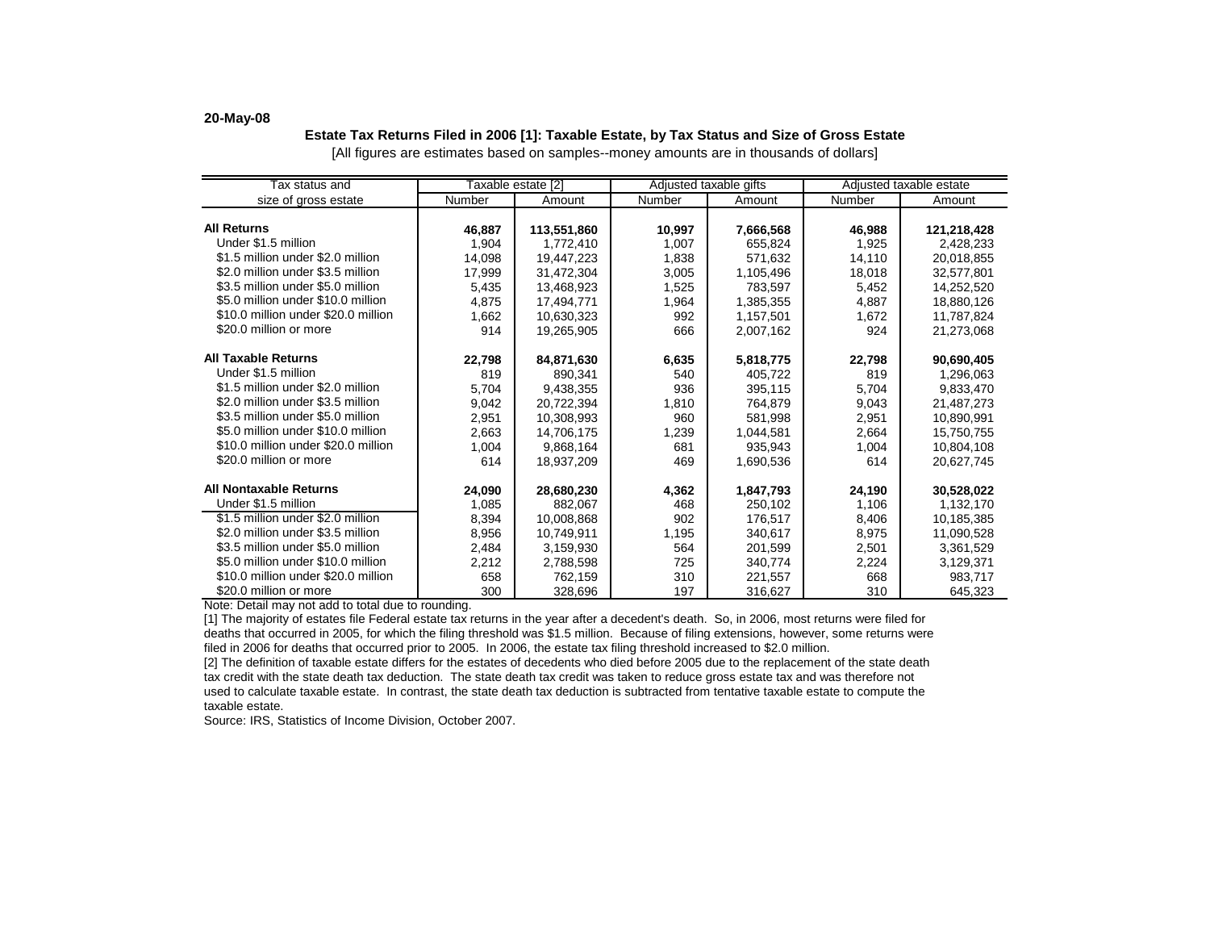20-May-08

### Estate Tax Returns Filed in 2006 [1]: Taxable Estate, by Tax Status and Size of Gross Estate

[All figures are estimates based on samples--money amounts are in thousands of dollars]

| Tax status and size of gross estate | Taxable estate [2] | | Adjusted taxable gifts | | Adjusted taxable estate | |
|---|---|---|---|---|---|---|
| | Number | Amount | Number | Amount | Number | Amount |
| **All Returns** | **46,887** | **113,551,860** | **10,997** | **7,666,568** | **46,988** | **121,218,428** |
| Under $1.5 million | 1,904 | 1,772,410 | 1,007 | 655,824 | 1,925 | 2,428,233 |
| $1.5 million under $2.0 million | 14,098 | 19,447,223 | 1,838 | 571,632 | 14,110 | 20,018,855 |
| $2.0 million under $3.5 million | 17,999 | 31,472,304 | 3,005 | 1,105,496 | 18,018 | 32,577,801 |
| $3.5 million under $5.0 million | 5,435 | 13,468,923 | 1,525 | 783,597 | 5,452 | 14,252,520 |
| $5.0 million under $10.0 million | 4,875 | 17,494,771 | 1,964 | 1,385,355 | 4,887 | 18,880,126 |
| $10.0 million under $20.0 million | 1,662 | 10,630,323 | 992 | 1,157,501 | 1,672 | 11,787,824 |
| $20.0 million or more | 914 | 19,265,905 | 666 | 2,007,162 | 924 | 21,273,068 |
| **All Taxable Returns** | **22,798** | **84,871,630** | **6,635** | **5,818,775** | **22,798** | **90,690,405** |
| Under $1.5 million | 819 | 890,341 | 540 | 405,722 | 819 | 1,296,063 |
| $1.5 million under $2.0 million | 5,704 | 9,438,355 | 936 | 395,115 | 5,704 | 9,833,470 |
| $2.0 million under $3.5 million | 9,042 | 20,722,394 | 1,810 | 764,879 | 9,043 | 21,487,273 |
| $3.5 million under $5.0 million | 2,951 | 10,308,993 | 960 | 581,998 | 2,951 | 10,890,991 |
| $5.0 million under $10.0 million | 2,663 | 14,706,175 | 1,239 | 1,044,581 | 2,664 | 15,750,755 |
| $10.0 million under $20.0 million | 1,004 | 9,868,164 | 681 | 935,943 | 1,004 | 10,804,108 |
| $20.0 million or more | 614 | 18,937,209 | 469 | 1,690,536 | 614 | 20,627,745 |
| **All Nontaxable Returns** | **24,090** | **28,680,230** | **4,362** | **1,847,793** | **24,190** | **30,528,022** |
| Under $1.5 million | 1,085 | 882,067 | 468 | 250,102 | 1,106 | 1,132,170 |
| $1.5 million under $2.0 million | 8,394 | 10,008,868 | 902 | 176,517 | 8,406 | 10,185,385 |
| $2.0 million under $3.5 million | 8,956 | 10,749,911 | 1,195 | 340,617 | 8,975 | 11,090,528 |
| $3.5 million under $5.0 million | 2,484 | 3,159,930 | 564 | 201,599 | 2,501 | 3,361,529 |
| $5.0 million under $10.0 million | 2,212 | 2,788,598 | 725 | 340,774 | 2,224 | 3,129,371 |
| $10.0 million under $20.0 million | 658 | 762,159 | 310 | 221,557 | 668 | 983,717 |
| $20.0 million or more | 300 | 328,696 | 197 | 316,627 | 310 | 645,323 |

Note: Detail may not add to total due to rounding.

[1] The majority of estates file Federal estate tax returns in the year after a decedent's death. So, in 2006, most returns were filed for deaths that occurred in 2005, for which the filing threshold was $1.5 million. Because of filing extensions, however, some returns were filed in 2006 for deaths that occurred prior to 2005. In 2006, the estate tax filing threshold increased to $2.0 million.

[2] The definition of taxable estate differs for the estates of decedents who died before 2005 due to the replacement of the state death tax credit with the state death tax deduction. The state death tax credit was taken to reduce gross estate tax and was therefore not used to calculate taxable estate. In contrast, the state death tax deduction is subtracted from tentative taxable estate to compute the taxable estate.

Source: IRS, Statistics of Income Division, October 2007.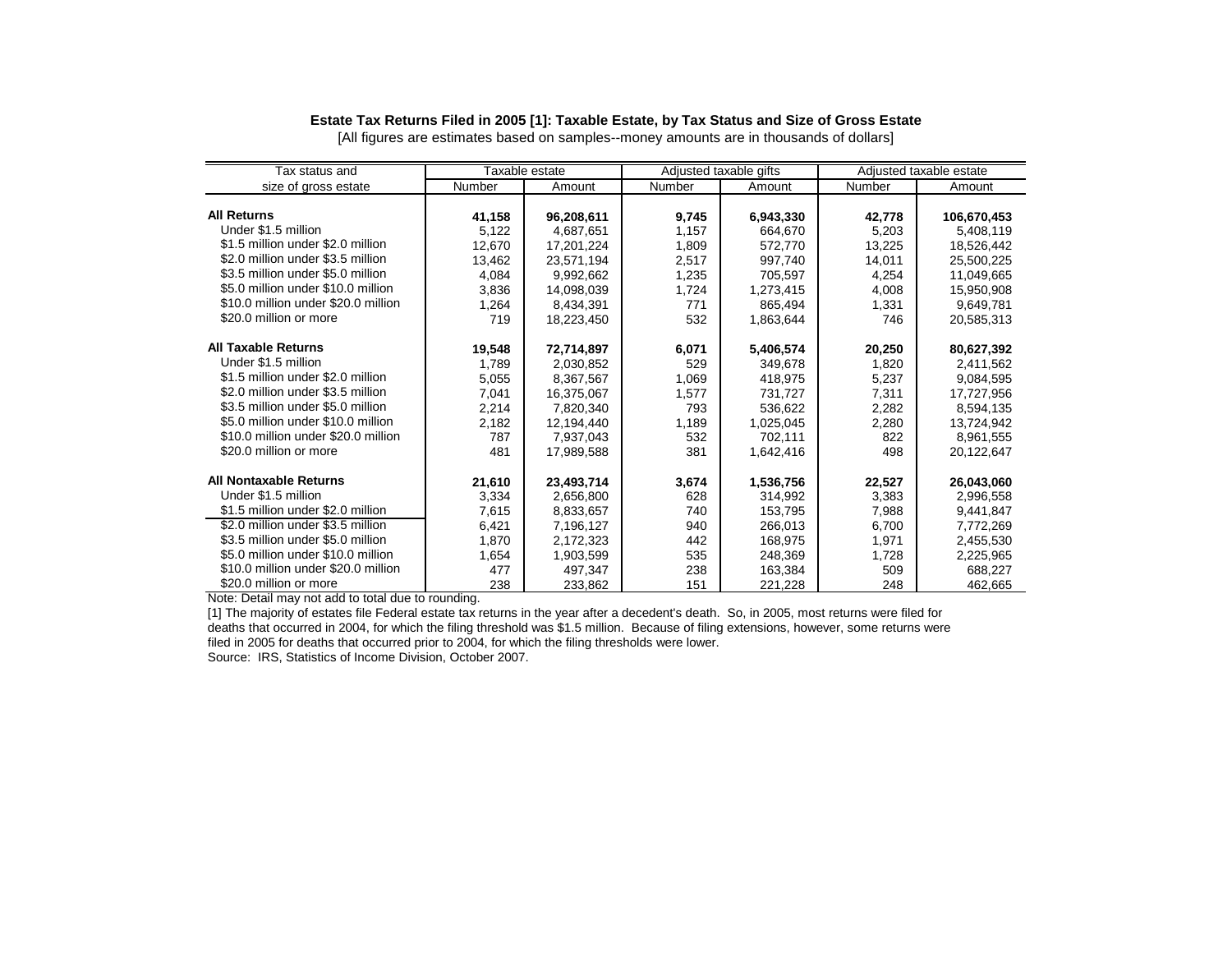**Estate Tax Returns Filed in 2005 [1]: Taxable Estate, by Tax Status and Size of Gross Estate**

[All figures are estimates based on samples--money amounts are in thousands of dollars]

| Tax status and size of gross estate | Taxable estate | | Adjusted taxable gifts | | Adjusted taxable estate | |
|---|---|---|---|---|---|---|
| | Number | Amount | Number | Amount | Number | Amount |
| **All Returns** | **41,158** | **96,208,611** | **9,745** | **6,943,330** | **42,778** | **106,670,453** |
| Under $1.5 million | 5,122 | 4,687,651 | 1,157 | 664,670 | 5,203 | 5,408,119 |
| $1.5 million under $2.0 million | 12,670 | 17,201,224 | 1,809 | 572,770 | 13,225 | 18,526,442 |
| $2.0 million under $3.5 million | 13,462 | 23,571,194 | 2,517 | 997,740 | 14,011 | 25,500,225 |
| $3.5 million under $5.0 million | 4,084 | 9,992,662 | 1,235 | 705,597 | 4,254 | 11,049,665 |
| $5.0 million under $10.0 million | 3,836 | 14,098,039 | 1,724 | 1,273,415 | 4,008 | 15,950,908 |
| $10.0 million under $20.0 million | 1,264 | 8,434,391 | 771 | 865,494 | 1,331 | 9,649,781 |
| $20.0 million or more | 719 | 18,223,450 | 532 | 1,863,644 | 746 | 20,585,313 |
| **All Taxable Returns** | **19,548** | **72,714,897** | **6,071** | **5,406,574** | **20,250** | **80,627,392** |
| Under $1.5 million | 1,789 | 2,030,852 | 529 | 349,678 | 1,820 | 2,411,562 |
| $1.5 million under $2.0 million | 5,055 | 8,367,567 | 1,069 | 418,975 | 5,237 | 9,084,595 |
| $2.0 million under $3.5 million | 7,041 | 16,375,067 | 1,577 | 731,727 | 7,311 | 17,727,956 |
| $3.5 million under $5.0 million | 2,214 | 7,820,340 | 793 | 536,622 | 2,282 | 8,594,135 |
| $5.0 million under $10.0 million | 2,182 | 12,194,440 | 1,189 | 1,025,045 | 2,280 | 13,724,942 |
| $10.0 million under $20.0 million | 787 | 7,937,043 | 532 | 702,111 | 822 | 8,961,555 |
| $20.0 million or more | 481 | 17,989,588 | 381 | 1,642,416 | 498 | 20,122,647 |
| **All Nontaxable Returns** | **21,610** | **23,493,714** | **3,674** | **1,536,756** | **22,527** | **26,043,060** |
| Under $1.5 million | 3,334 | 2,656,800 | 628 | 314,992 | 3,383 | 2,996,558 |
| $1.5 million under $2.0 million | 7,615 | 8,833,657 | 740 | 153,795 | 7,988 | 9,441,847 |
| $2.0 million under $3.5 million | 6,421 | 7,196,127 | 940 | 266,013 | 6,700 | 7,772,269 |
| $3.5 million under $5.0 million | 1,870 | 2,172,323 | 442 | 168,975 | 1,971 | 2,455,530 |
| $5.0 million under $10.0 million | 1,654 | 1,903,599 | 535 | 248,369 | 1,728 | 2,225,965 |
| $10.0 million under $20.0 million | 477 | 497,347 | 238 | 163,384 | 509 | 688,227 |
| $20.0 million or more | 238 | 233,862 | 151 | 221,228 | 248 | 462,665 |

Note: Detail may not add to total due to rounding.

[1] The majority of estates file Federal estate tax returns in the year after a decedent's death. So, in 2005, most returns were filed for deaths that occurred in 2004, for which the filing threshold was $1.5 million. Because of filing extensions, however, some returns were filed in 2005 for deaths that occurred prior to 2004, for which the filing thresholds were lower.

Source: IRS, Statistics of Income Division, October 2007.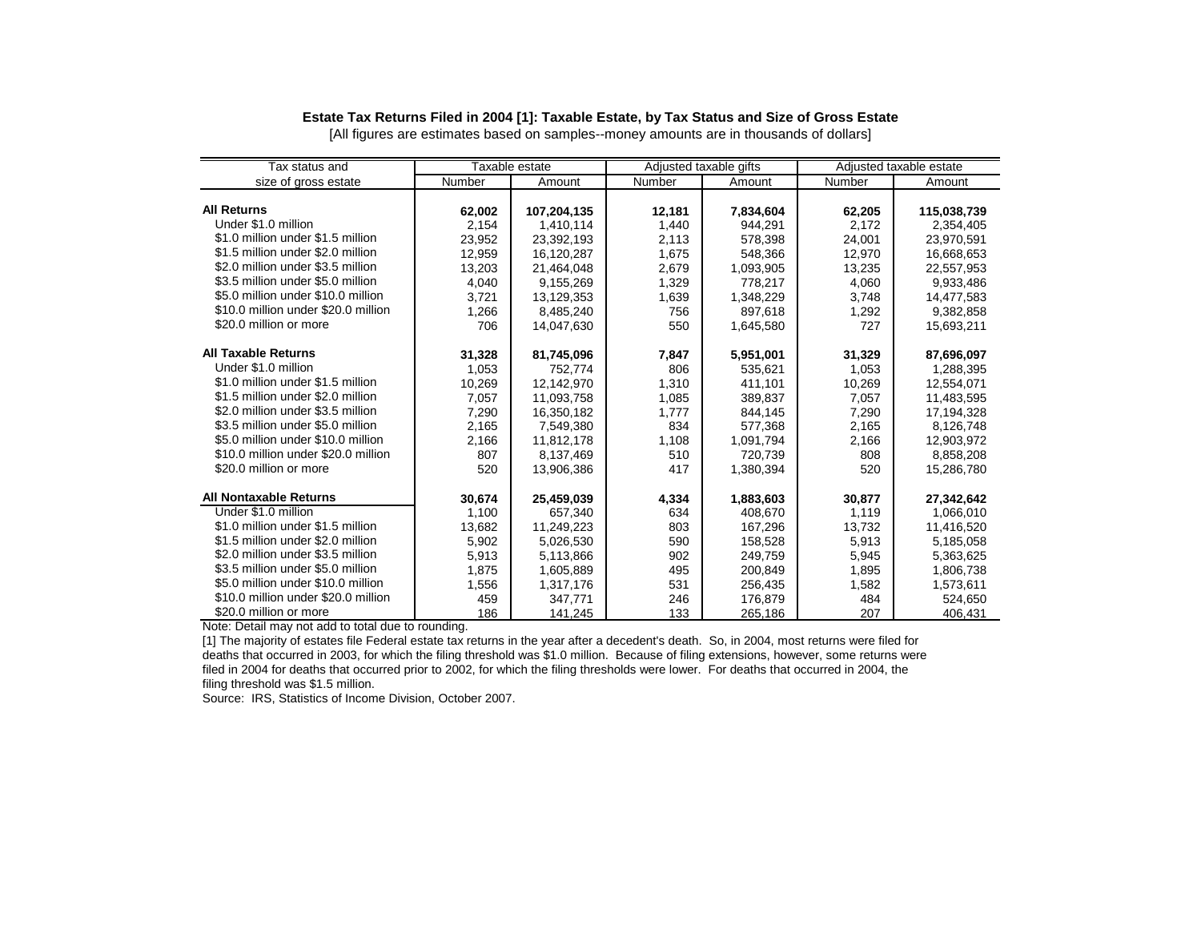**Estate Tax Returns Filed in 2004 [1]: Taxable Estate, by Tax Status and Size of Gross Estate**

[All figures are estimates based on samples--money amounts are in thousands of dollars]

| Tax status and size of gross estate | Taxable estate | | Adjusted taxable gifts | | Adjusted taxable estate | |
|---|---|---|---|---|---|---|
| | Number | Amount | Number | Amount | Number | Amount |
| **All Returns** | **62,002** | **107,204,135** | **12,181** | **7,834,604** | **62,205** | **115,038,739** |
| Under $1.0 million | 2,154 | 1,410,114 | 1,440 | 944,291 | 2,172 | 2,354,405 |
| $1.0 million under $1.5 million | 23,952 | 23,392,193 | 2,113 | 578,398 | 24,001 | 23,970,591 |
| $1.5 million under $2.0 million | 12,959 | 16,120,287 | 1,675 | 548,366 | 12,970 | 16,668,653 |
| $2.0 million under $3.5 million | 13,203 | 21,464,048 | 2,679 | 1,093,905 | 13,235 | 22,557,953 |
| $3.5 million under $5.0 million | 4,040 | 9,155,269 | 1,329 | 778,217 | 4,060 | 9,933,486 |
| $5.0 million under $10.0 million | 3,721 | 13,129,353 | 1,639 | 1,348,229 | 3,748 | 14,477,583 |
| $10.0 million under $20.0 million | 1,266 | 8,485,240 | 756 | 897,618 | 1,292 | 9,382,858 |
| $20.0 million or more | 706 | 14,047,630 | 550 | 1,645,580 | 727 | 15,693,211 |
| **All Taxable Returns** | **31,328** | **81,745,096** | **7,847** | **5,951,001** | **31,329** | **87,696,097** |
| Under $1.0 million | 1,053 | 752,774 | 806 | 535,621 | 1,053 | 1,288,395 |
| $1.0 million under $1.5 million | 10,269 | 12,142,970 | 1,310 | 411,101 | 10,269 | 12,554,071 |
| $1.5 million under $2.0 million | 7,057 | 11,093,758 | 1,085 | 389,837 | 7,057 | 11,483,595 |
| $2.0 million under $3.5 million | 7,290 | 16,350,182 | 1,777 | 844,145 | 7,290 | 17,194,328 |
| $3.5 million under $5.0 million | 2,165 | 7,549,380 | 834 | 577,368 | 2,165 | 8,126,748 |
| $5.0 million under $10.0 million | 2,166 | 11,812,178 | 1,108 | 1,091,794 | 2,166 | 12,903,972 |
| $10.0 million under $20.0 million | 807 | 8,137,469 | 510 | 720,739 | 808 | 8,858,208 |
| $20.0 million or more | 520 | 13,906,386 | 417 | 1,380,394 | 520 | 15,286,780 |
| **All Nontaxable Returns** | **30,674** | **25,459,039** | **4,334** | **1,883,603** | **30,877** | **27,342,642** |
| Under $1.0 million | 1,100 | 657,340 | 634 | 408,670 | 1,119 | 1,066,010 |
| $1.0 million under $1.5 million | 13,682 | 11,249,223 | 803 | 167,296 | 13,732 | 11,416,520 |
| $1.5 million under $2.0 million | 5,902 | 5,026,530 | 590 | 158,528 | 5,913 | 5,185,058 |
| $2.0 million under $3.5 million | 5,913 | 5,113,866 | 902 | 249,759 | 5,945 | 5,363,625 |
| $3.5 million under $5.0 million | 1,875 | 1,605,889 | 495 | 200,849 | 1,895 | 1,806,738 |
| $5.0 million under $10.0 million | 1,556 | 1,317,176 | 531 | 256,435 | 1,582 | 1,573,611 |
| $10.0 million under $20.0 million | 459 | 347,771 | 246 | 176,879 | 484 | 524,650 |
| $20.0 million or more | 186 | 141,245 | 133 | 265,186 | 207 | 406,431 |

Note: Detail may not add to total due to rounding.

[1] The majority of estates file Federal estate tax returns in the year after a decedent's death. So, in 2004, most returns were filed for deaths that occurred in 2003, for which the filing threshold was $1.0 million. Because of filing extensions, however, some returns were filed in 2004 for deaths that occurred prior to 2002, for which the filing thresholds were lower. For deaths that occurred in 2004, the filing threshold was $1.5 million.

Source: IRS, Statistics of Income Division, October 2007.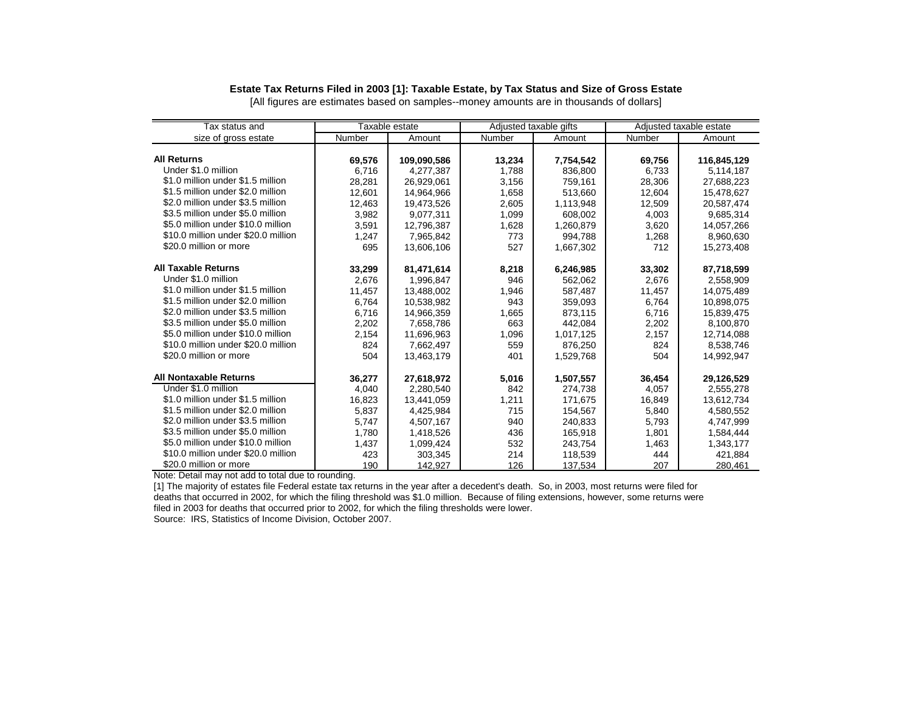**Estate Tax Returns Filed in 2003 [1]: Taxable Estate, by Tax Status and Size of Gross Estate**

[All figures are estimates based on samples--money amounts are in thousands of dollars]

| Tax status and size of gross estate | Taxable estate | | Adjusted taxable gifts | | Adjusted taxable estate | |
|---|---|---|---|---|---|---|
| | Number | Amount | Number | Amount | Number | Amount |
| **All Returns** | **69,576** | **109,090,586** | **13,234** | **7,754,542** | **69,756** | **116,845,129** |
| Under $1.0 million | 6,716 | 4,277,387 | 1,788 | 836,800 | 6,733 | 5,114,187 |
| $1.0 million under $1.5 million | 28,281 | 26,929,061 | 3,156 | 759,161 | 28,306 | 27,688,223 |
| $1.5 million under $2.0 million | 12,601 | 14,964,966 | 1,658 | 513,660 | 12,604 | 15,478,627 |
| $2.0 million under $3.5 million | 12,463 | 19,473,526 | 2,605 | 1,113,948 | 12,509 | 20,587,474 |
| $3.5 million under $5.0 million | 3,982 | 9,077,311 | 1,099 | 608,002 | 4,003 | 9,685,314 |
| $5.0 million under $10.0 million | 3,591 | 12,796,387 | 1,628 | 1,260,879 | 3,620 | 14,057,266 |
| $10.0 million under $20.0 million | 1,247 | 7,965,842 | 773 | 994,788 | 1,268 | 8,960,630 |
| $20.0 million or more | 695 | 13,606,106 | 527 | 1,667,302 | 712 | 15,273,408 |
| **All Taxable Returns** | **33,299** | **81,471,614** | **8,218** | **6,246,985** | **33,302** | **87,718,599** |
| Under $1.0 million | 2,676 | 1,996,847 | 946 | 562,062 | 2,676 | 2,558,909 |
| $1.0 million under $1.5 million | 11,457 | 13,488,002 | 1,946 | 587,487 | 11,457 | 14,075,489 |
| $1.5 million under $2.0 million | 6,764 | 10,538,982 | 943 | 359,093 | 6,764 | 10,898,075 |
| $2.0 million under $3.5 million | 6,716 | 14,966,359 | 1,665 | 873,115 | 6,716 | 15,839,475 |
| $3.5 million under $5.0 million | 2,202 | 7,658,786 | 663 | 442,084 | 2,202 | 8,100,870 |
| $5.0 million under $10.0 million | 2,154 | 11,696,963 | 1,096 | 1,017,125 | 2,157 | 12,714,088 |
| $10.0 million under $20.0 million | 824 | 7,662,497 | 559 | 876,250 | 824 | 8,538,746 |
| $20.0 million or more | 504 | 13,463,179 | 401 | 1,529,768 | 504 | 14,992,947 |
| **All Nontaxable Returns** | **36,277** | **27,618,972** | **5,016** | **1,507,557** | **36,454** | **29,126,529** |
| Under $1.0 million | 4,040 | 2,280,540 | 842 | 274,738 | 4,057 | 2,555,278 |
| $1.0 million under $1.5 million | 16,823 | 13,441,059 | 1,211 | 171,675 | 16,849 | 13,612,734 |
| $1.5 million under $2.0 million | 5,837 | 4,425,984 | 715 | 154,567 | 5,840 | 4,580,552 |
| $2.0 million under $3.5 million | 5,747 | 4,507,167 | 940 | 240,833 | 5,793 | 4,747,999 |
| $3.5 million under $5.0 million | 1,780 | 1,418,526 | 436 | 165,918 | 1,801 | 1,584,444 |
| $5.0 million under $10.0 million | 1,437 | 1,099,424 | 532 | 243,754 | 1,463 | 1,343,177 |
| $10.0 million under $20.0 million | 423 | 303,345 | 214 | 118,539 | 444 | 421,884 |
| $20.0 million or more | 190 | 142,927 | 126 | 137,534 | 207 | 280,461 |

Note: Detail may not add to total due to rounding.

[1] The majority of estates file Federal estate tax returns in the year after a decedent's death. So, in 2003, most returns were filed for deaths that occurred in 2002, for which the filing threshold was $1.0 million. Because of filing extensions, however, some returns were filed in 2003 for deaths that occurred prior to 2002, for which the filing thresholds were lower.

Source: IRS, Statistics of Income Division, October 2007.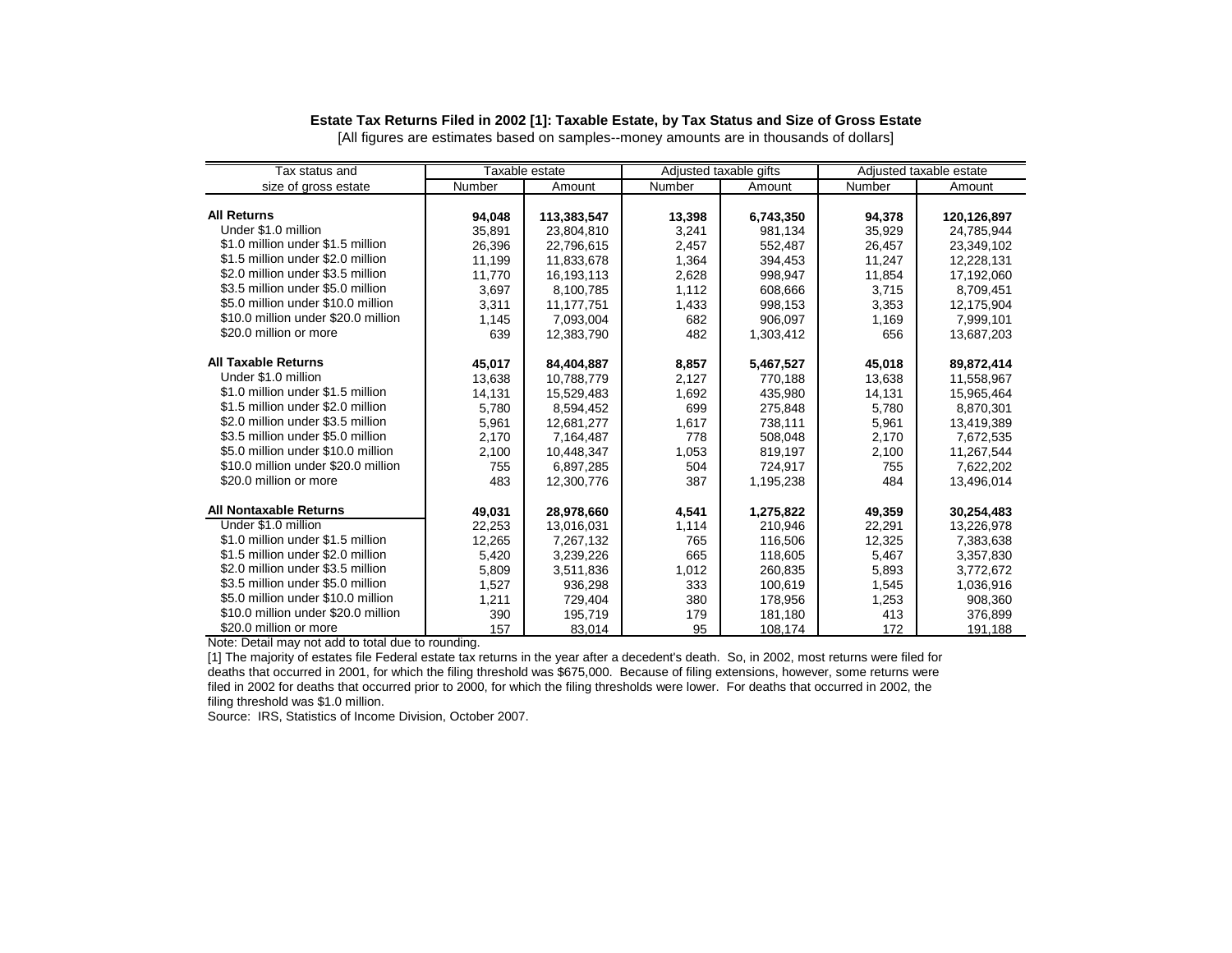**Estate Tax Returns Filed in 2002 [1]: Taxable Estate, by Tax Status and Size of Gross Estate**

[All figures are estimates based on samples--money amounts are in thousands of dollars]

| Tax status and size of gross estate | Taxable estate | | Adjusted taxable gifts | | Adjusted taxable estate | |
|---|---|---|---|---|---|---|
| | Number | Amount | Number | Amount | Number | Amount |
| **All Returns** | **94,048** | **113,383,547** | **13,398** | **6,743,350** | **94,378** | **120,126,897** |
| Under $1.0 million | 35,891 | 23,804,810 | 3,241 | 981,134 | 35,929 | 24,785,944 |
| $1.0 million under $1.5 million | 26,396 | 22,796,615 | 2,457 | 552,487 | 26,457 | 23,349,102 |
| $1.5 million under $2.0 million | 11,199 | 11,833,678 | 1,364 | 394,453 | 11,247 | 12,228,131 |
| $2.0 million under $3.5 million | 11,770 | 16,193,113 | 2,628 | 998,947 | 11,854 | 17,192,060 |
| $3.5 million under $5.0 million | 3,697 | 8,100,785 | 1,112 | 608,666 | 3,715 | 8,709,451 |
| $5.0 million under $10.0 million | 3,311 | 11,177,751 | 1,433 | 998,153 | 3,353 | 12,175,904 |
| $10.0 million under $20.0 million | 1,145 | 7,093,004 | 682 | 906,097 | 1,169 | 7,999,101 |
| $20.0 million or more | 639 | 12,383,790 | 482 | 1,303,412 | 656 | 13,687,203 |
| **All Taxable Returns** | **45,017** | **84,404,887** | **8,857** | **5,467,527** | **45,018** | **89,872,414** |
| Under $1.0 million | 13,638 | 10,788,779 | 2,127 | 770,188 | 13,638 | 11,558,967 |
| $1.0 million under $1.5 million | 14,131 | 15,529,483 | 1,692 | 435,980 | 14,131 | 15,965,464 |
| $1.5 million under $2.0 million | 5,780 | 8,594,452 | 699 | 275,848 | 5,780 | 8,870,301 |
| $2.0 million under $3.5 million | 5,961 | 12,681,277 | 1,617 | 738,111 | 5,961 | 13,419,389 |
| $3.5 million under $5.0 million | 2,170 | 7,164,487 | 778 | 508,048 | 2,170 | 7,672,535 |
| $5.0 million under $10.0 million | 2,100 | 10,448,347 | 1,053 | 819,197 | 2,100 | 11,267,544 |
| $10.0 million under $20.0 million | 755 | 6,897,285 | 504 | 724,917 | 755 | 7,622,202 |
| $20.0 million or more | 483 | 12,300,776 | 387 | 1,195,238 | 484 | 13,496,014 |
| **All Nontaxable Returns** | **49,031** | **28,978,660** | **4,541** | **1,275,822** | **49,359** | **30,254,483** |
| Under $1.0 million | 22,253 | 13,016,031 | 1,114 | 210,946 | 22,291 | 13,226,978 |
| $1.0 million under $1.5 million | 12,265 | 7,267,132 | 765 | 116,506 | 12,325 | 7,383,638 |
| $1.5 million under $2.0 million | 5,420 | 3,239,226 | 665 | 118,605 | 5,467 | 3,357,830 |
| $2.0 million under $3.5 million | 5,809 | 3,511,836 | 1,012 | 260,835 | 5,893 | 3,772,672 |
| $3.5 million under $5.0 million | 1,527 | 936,298 | 333 | 100,619 | 1,545 | 1,036,916 |
| $5.0 million under $10.0 million | 1,211 | 729,404 | 380 | 178,956 | 1,253 | 908,360 |
| $10.0 million under $20.0 million | 390 | 195,719 | 179 | 181,180 | 413 | 376,899 |
| $20.0 million or more | 157 | 83,014 | 95 | 108,174 | 172 | 191,188 |

Note: Detail may not add to total due to rounding.

[1] The majority of estates file Federal estate tax returns in the year after a decedent's death. So, in 2002, most returns were filed for deaths that occurred in 2001, for which the filing threshold was $675,000. Because of filing extensions, however, some returns were filed in 2002 for deaths that occurred prior to 2000, for which the filing thresholds were lower. For deaths that occurred in 2002, the filing threshold was $1.0 million.

Source: IRS, Statistics of Income Division, October 2007.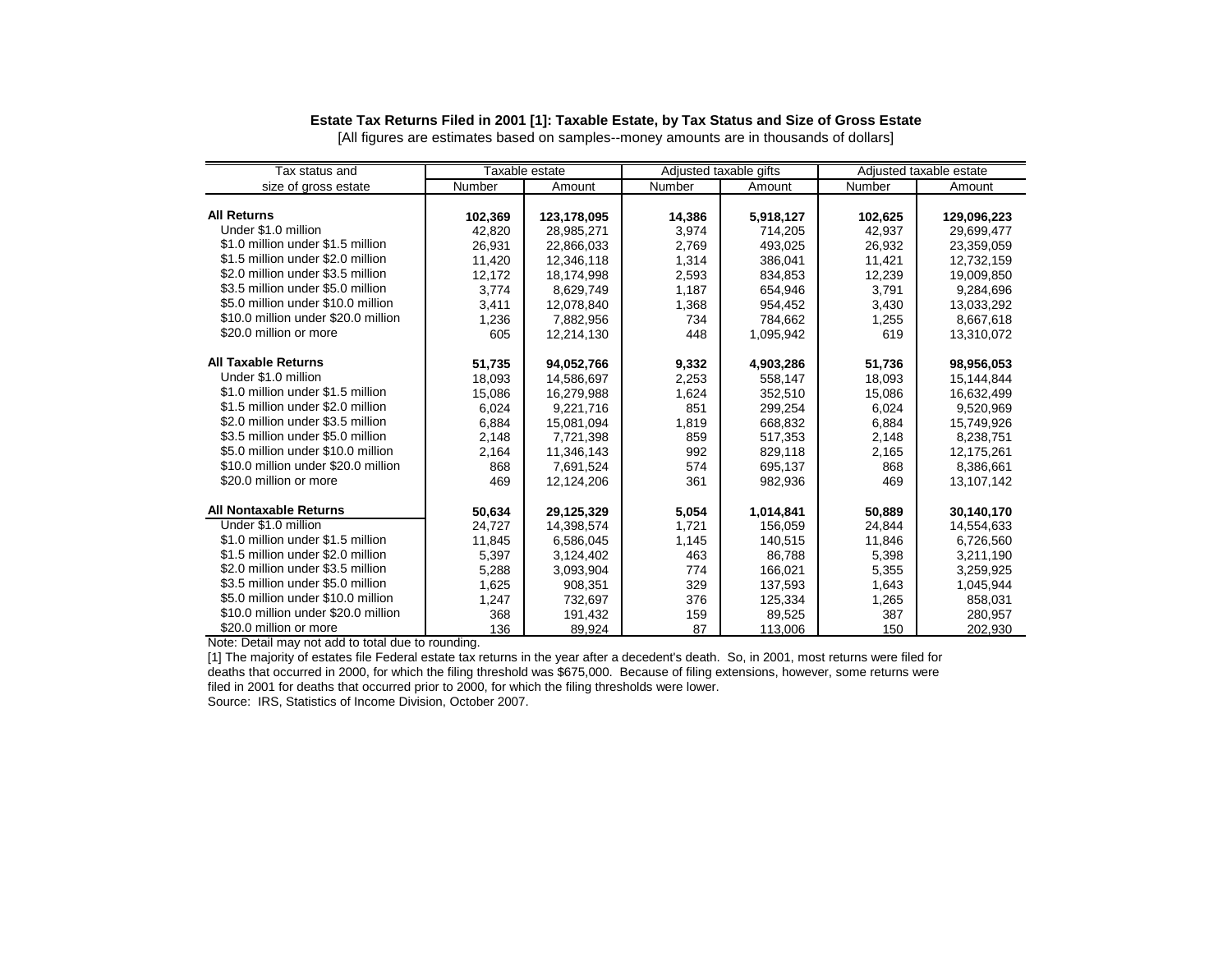**Estate Tax Returns Filed in 2001 [1]: Taxable Estate, by Tax Status and Size of Gross Estate**

[All figures are estimates based on samples--money amounts are in thousands of dollars]

| Tax status and size of gross estate | Taxable estate | | Adjusted taxable gifts | | Adjusted taxable estate | |
|---|---|---|---|---|---|---|
| | Number | Amount | Number | Amount | Number | Amount |
| **All Returns** | **102,369** | **123,178,095** | **14,386** | **5,918,127** | **102,625** | **129,096,223** |
| Under $1.0 million | 42,820 | 28,985,271 | 3,974 | 714,205 | 42,937 | 29,699,477 |
| $1.0 million under $1.5 million | 26,931 | 22,866,033 | 2,769 | 493,025 | 26,932 | 23,359,059 |
| $1.5 million under $2.0 million | 11,420 | 12,346,118 | 1,314 | 386,041 | 11,421 | 12,732,159 |
| $2.0 million under $3.5 million | 12,172 | 18,174,998 | 2,593 | 834,853 | 12,239 | 19,009,850 |
| $3.5 million under $5.0 million | 3,774 | 8,629,749 | 1,187 | 654,946 | 3,791 | 9,284,696 |
| $5.0 million under $10.0 million | 3,411 | 12,078,840 | 1,368 | 954,452 | 3,430 | 13,033,292 |
| $10.0 million under $20.0 million | 1,236 | 7,882,956 | 734 | 784,662 | 1,255 | 8,667,618 |
| $20.0 million or more | 605 | 12,214,130 | 448 | 1,095,942 | 619 | 13,310,072 |
| **All Taxable Returns** | **51,735** | **94,052,766** | **9,332** | **4,903,286** | **51,736** | **98,956,053** |
| Under $1.0 million | 18,093 | 14,586,697 | 2,253 | 558,147 | 18,093 | 15,144,844 |
| $1.0 million under $1.5 million | 15,086 | 16,279,988 | 1,624 | 352,510 | 15,086 | 16,632,499 |
| $1.5 million under $2.0 million | 6,024 | 9,221,716 | 851 | 299,254 | 6,024 | 9,520,969 |
| $2.0 million under $3.5 million | 6,884 | 15,081,094 | 1,819 | 668,832 | 6,884 | 15,749,926 |
| $3.5 million under $5.0 million | 2,148 | 7,721,398 | 859 | 517,353 | 2,148 | 8,238,751 |
| $5.0 million under $10.0 million | 2,164 | 11,346,143 | 992 | 829,118 | 2,165 | 12,175,261 |
| $10.0 million under $20.0 million | 868 | 7,691,524 | 574 | 695,137 | 868 | 8,386,661 |
| $20.0 million or more | 469 | 12,124,206 | 361 | 982,936 | 469 | 13,107,142 |
| **All Nontaxable Returns** | **50,634** | **29,125,329** | **5,054** | **1,014,841** | **50,889** | **30,140,170** |
| Under $1.0 million | 24,727 | 14,398,574 | 1,721 | 156,059 | 24,844 | 14,554,633 |
| $1.0 million under $1.5 million | 11,845 | 6,586,045 | 1,145 | 140,515 | 11,846 | 6,726,560 |
| $1.5 million under $2.0 million | 5,397 | 3,124,402 | 463 | 86,788 | 5,398 | 3,211,190 |
| $2.0 million under $3.5 million | 5,288 | 3,093,904 | 774 | 166,021 | 5,355 | 3,259,925 |
| $3.5 million under $5.0 million | 1,625 | 908,351 | 329 | 137,593 | 1,643 | 1,045,944 |
| $5.0 million under $10.0 million | 1,247 | 732,697 | 376 | 125,334 | 1,265 | 858,031 |
| $10.0 million under $20.0 million | 368 | 191,432 | 159 | 89,525 | 387 | 280,957 |
| $20.0 million or more | 136 | 89,924 | 87 | 113,006 | 150 | 202,930 |

Note: Detail may not add to total due to rounding.

[1] The majority of estates file Federal estate tax returns in the year after a decedent's death. So, in 2001, most returns were filed for deaths that occurred in 2000, for which the filing threshold was $675,000. Because of filing extensions, however, some returns were filed in 2001 for deaths that occurred prior to 2000, for which the filing thresholds were lower.

Source: IRS, Statistics of Income Division, October 2007.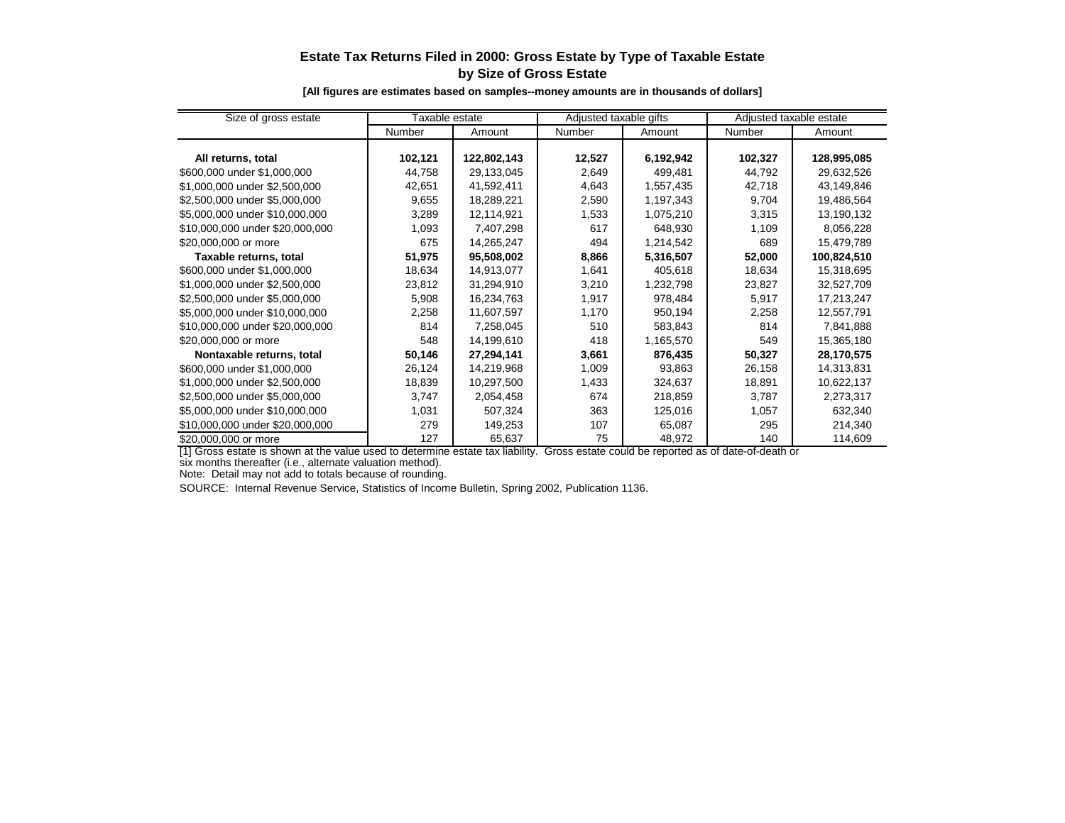## Estate Tax Returns Filed in 2000: Gross Estate by Type of Taxable Estate by Size of Gross Estate

**[All figures are estimates based on samples--money amounts are in thousands of dollars]**

| Size of gross estate | Taxable estate | | Adjusted taxable gifts | | Adjusted taxable estate | |
|---|---|---|---|---|---|---|
| | Number | Amount | Number | Amount | Number | Amount |
| **All returns, total** | **102,121** | **122,802,143** | **12,527** | **6,192,942** | **102,327** | **128,995,085** |
| $600,000 under $1,000,000 | 44,758 | 29,133,045 | 2,649 | 499,481 | 44,792 | 29,632,526 |
| $1,000,000 under $2,500,000 | 42,651 | 41,592,411 | 4,643 | 1,557,435 | 42,718 | 43,149,846 |
| $2,500,000 under $5,000,000 | 9,655 | 18,289,221 | 2,590 | 1,197,343 | 9,704 | 19,486,564 |
| $5,000,000 under $10,000,000 | 3,289 | 12,114,921 | 1,533 | 1,075,210 | 3,315 | 13,190,132 |
| $10,000,000 under $20,000,000 | 1,093 | 7,407,298 | 617 | 648,930 | 1,109 | 8,056,228 |
| $20,000,000 or more | 675 | 14,265,247 | 494 | 1,214,542 | 689 | 15,479,789 |
| **Taxable returns, total** | **51,975** | **95,508,002** | **8,866** | **5,316,507** | **52,000** | **100,824,510** |
| $600,000 under $1,000,000 | 18,634 | 14,913,077 | 1,641 | 405,618 | 18,634 | 15,318,695 |
| $1,000,000 under $2,500,000 | 23,812 | 31,294,910 | 3,210 | 1,232,798 | 23,827 | 32,527,709 |
| $2,500,000 under $5,000,000 | 5,908 | 16,234,763 | 1,917 | 978,484 | 5,917 | 17,213,247 |
| $5,000,000 under $10,000,000 | 2,258 | 11,607,597 | 1,170 | 950,194 | 2,258 | 12,557,791 |
| $10,000,000 under $20,000,000 | 814 | 7,258,045 | 510 | 583,843 | 814 | 7,841,888 |
| $20,000,000 or more | 548 | 14,199,610 | 418 | 1,165,570 | 549 | 15,365,180 |
| **Nontaxable returns, total** | **50,146** | **27,294,141** | **3,661** | **876,435** | **50,327** | **28,170,575** |
| $600,000 under $1,000,000 | 26,124 | 14,219,968 | 1,009 | 93,863 | 26,158 | 14,313,831 |
| $1,000,000 under $2,500,000 | 18,839 | 10,297,500 | 1,433 | 324,637 | 18,891 | 10,622,137 |
| $2,500,000 under $5,000,000 | 3,747 | 2,054,458 | 674 | 218,859 | 3,787 | 2,273,317 |
| $5,000,000 under $10,000,000 | 1,031 | 507,324 | 363 | 125,016 | 1,057 | 632,340 |
| $10,000,000 under $20,000,000 | 279 | 149,253 | 107 | 65,087 | 295 | 214,340 |
| $20,000,000 or more | 127 | 65,637 | 75 | 48,972 | 140 | 114,609 |

[1] Gross estate is shown at the value used to determine estate tax liability. Gross estate could be reported as of date-of-death or six months thereafter (i.e., alternate valuation method).

Note: Detail may not add to totals because of rounding.

SOURCE: Internal Revenue Service, Statistics of Income Bulletin, Spring 2002, Publication 1136.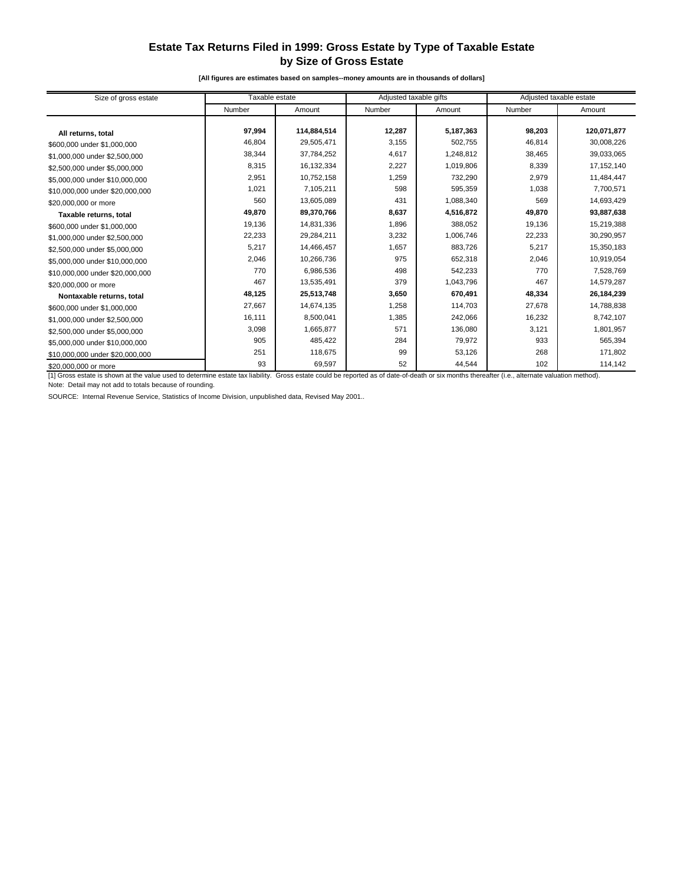# Estate Tax Returns Filed in 1999: Gross Estate by Type of Taxable Estate by Size of Gross Estate

**[All figures are estimates based on samples--money amounts are in thousands of dollars]**

| Size of gross estate | Taxable estate | | Adjusted taxable gifts | | Adjusted taxable estate | |
|---|---|---|---|---|---|---|
| | Number | Amount | Number | Amount | Number | Amount |
| **All returns, total** | **97,994** | **114,884,514** | **12,287** | **5,187,363** | **98,203** | **120,071,877** |
| $600,000 under $1,000,000 | 46,804 | 29,505,471 | 3,155 | 502,755 | 46,814 | 30,008,226 |
| $1,000,000 under $2,500,000 | 38,344 | 37,784,252 | 4,617 | 1,248,812 | 38,465 | 39,033,065 |
| $2,500,000 under $5,000,000 | 8,315 | 16,132,334 | 2,227 | 1,019,806 | 8,339 | 17,152,140 |
| $5,000,000 under $10,000,000 | 2,951 | 10,752,158 | 1,259 | 732,290 | 2,979 | 11,484,447 |
| $10,000,000 under $20,000,000 | 1,021 | 7,105,211 | 598 | 595,359 | 1,038 | 7,700,571 |
| $20,000,000 or more | 560 | 13,605,089 | 431 | 1,088,340 | 569 | 14,693,429 |
| **Taxable returns, total** | **49,870** | **89,370,766** | **8,637** | **4,516,872** | **49,870** | **93,887,638** |
| $600,000 under $1,000,000 | 19,136 | 14,831,336 | 1,896 | 388,052 | 19,136 | 15,219,388 |
| $1,000,000 under $2,500,000 | 22,233 | 29,284,211 | 3,232 | 1,006,746 | 22,233 | 30,290,957 |
| $2,500,000 under $5,000,000 | 5,217 | 14,466,457 | 1,657 | 883,726 | 5,217 | 15,350,183 |
| $5,000,000 under $10,000,000 | 2,046 | 10,266,736 | 975 | 652,318 | 2,046 | 10,919,054 |
| $10,000,000 under $20,000,000 | 770 | 6,986,536 | 498 | 542,233 | 770 | 7,528,769 |
| $20,000,000 or more | 467 | 13,535,491 | 379 | 1,043,796 | 467 | 14,579,287 |
| **Nontaxable returns, total** | **48,125** | **25,513,748** | **3,650** | **670,491** | **48,334** | **26,184,239** |
| $600,000 under $1,000,000 | 27,667 | 14,674,135 | 1,258 | 114,703 | 27,678 | 14,788,838 |
| $1,000,000 under $2,500,000 | 16,111 | 8,500,041 | 1,385 | 242,066 | 16,232 | 8,742,107 |
| $2,500,000 under $5,000,000 | 3,098 | 1,665,877 | 571 | 136,080 | 3,121 | 1,801,957 |
| $5,000,000 under $10,000,000 | 905 | 485,422 | 284 | 79,972 | 933 | 565,394 |
| $10,000,000 under $20,000,000 | 251 | 118,675 | 99 | 53,126 | 268 | 171,802 |
| $20,000,000 or more | 93 | 69,597 | 52 | 44,544 | 102 | 114,142 |

[1] Gross estate is shown at the value used to determine estate tax liability. Gross estate could be reported as of date-of-death or six months thereafter (i.e., alternate valuation method).

Note: Detail may not add to totals because of rounding.

SOURCE: Internal Revenue Service, Statistics of Income Division, unpublished data, Revised May 2001..